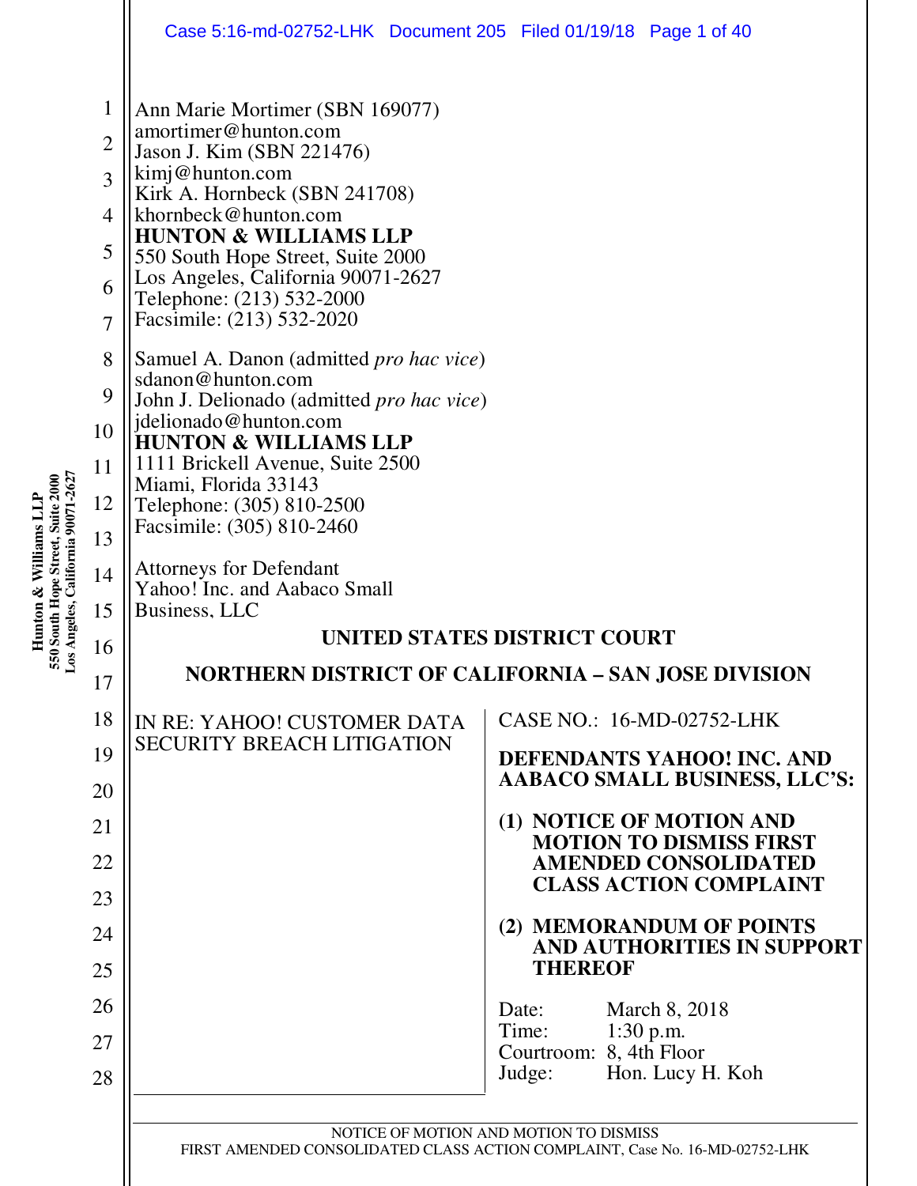Ann Marie Mortimer (SBN 169077)
amortimer@hunton.com
Jason J. Kim (SBN 221476)
kimj@hunton.com
Kirk A. Hornbeck (SBN 241708)
khornbeck@hunton.com
**HUNTON & WILLIAMS LLP**
550 South Hope Street, Suite 2000
Los Angeles, California 90071-2627
Telephone: (213) 532-2000
Facsimile: (213) 532-2020

Samuel A. Danon (admitted *pro hac vice*)
sdanon@hunton.com
John J. Delionado (admitted *pro hac vice*)
jdelionado@hunton.com
**HUNTON & WILLIAMS LLP**
1111 Brickell Avenue, Suite 2500
Miami, Florida 33143
Telephone: (305) 810-2500
Facsimile: (305) 810-2460

Attorneys for Defendant
Yahoo! Inc. and Aabaco Small
Business, LLC

**UNITED STATES DISTRICT COURT**

**NORTHERN DISTRICT OF CALIFORNIA – SAN JOSE DIVISION**

IN RE: YAHOO! CUSTOMER DATA SECURITY BREACH LITIGATION

CASE NO.: 16-MD-02752-LHK

**DEFENDANTS YAHOO! INC. AND AABACO SMALL BUSINESS, LLC'S:**

**(1) NOTICE OF MOTION AND MOTION TO DISMISS FIRST AMENDED CONSOLIDATED CLASS ACTION COMPLAINT**

**(2) MEMORANDUM OF POINTS AND AUTHORITIES IN SUPPORT THEREOF**

Date: March 8, 2018
Time: 1:30 p.m.
Courtroom: 8, 4th Floor
Judge: Hon. Lucy H. Koh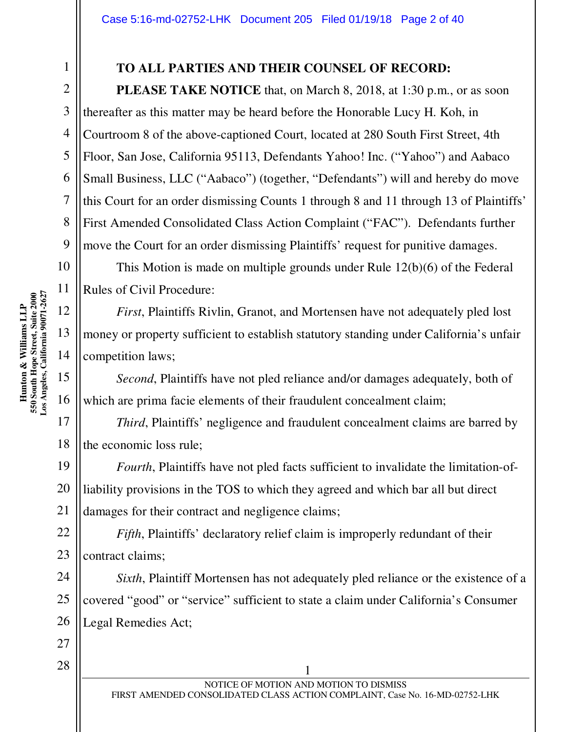**TO ALL PARTIES AND THEIR COUNSEL OF RECORD:**

**PLEASE TAKE NOTICE** that, on March 8, 2018, at 1:30 p.m., or as soon thereafter as this matter may be heard before the Honorable Lucy H. Koh, in Courtroom 8 of the above-captioned Court, located at 280 South First Street, 4th Floor, San Jose, California 95113, Defendants Yahoo! Inc. ("Yahoo") and Aabaco Small Business, LLC ("Aabaco") (together, "Defendants") will and hereby do move this Court for an order dismissing Counts 1 through 8 and 11 through 13 of Plaintiffs' First Amended Consolidated Class Action Complaint ("FAC"). Defendants further move the Court for an order dismissing Plaintiffs' request for punitive damages.

This Motion is made on multiple grounds under Rule 12(b)(6) of the Federal Rules of Civil Procedure:

*First*, Plaintiffs Rivlin, Granot, and Mortensen have not adequately pled lost money or property sufficient to establish statutory standing under California's unfair competition laws;

*Second*, Plaintiffs have not pled reliance and/or damages adequately, both of which are prima facie elements of their fraudulent concealment claim;

*Third*, Plaintiffs' negligence and fraudulent concealment claims are barred by the economic loss rule;

*Fourth*, Plaintiffs have not pled facts sufficient to invalidate the limitation-of-liability provisions in the TOS to which they agreed and which bar all but direct damages for their contract and negligence claims;

*Fifth*, Plaintiffs' declaratory relief claim is improperly redundant of their contract claims;

*Sixth*, Plaintiff Mortensen has not adequately pled reliance or the existence of a covered "good" or "service" sufficient to state a claim under California's Consumer Legal Remedies Act;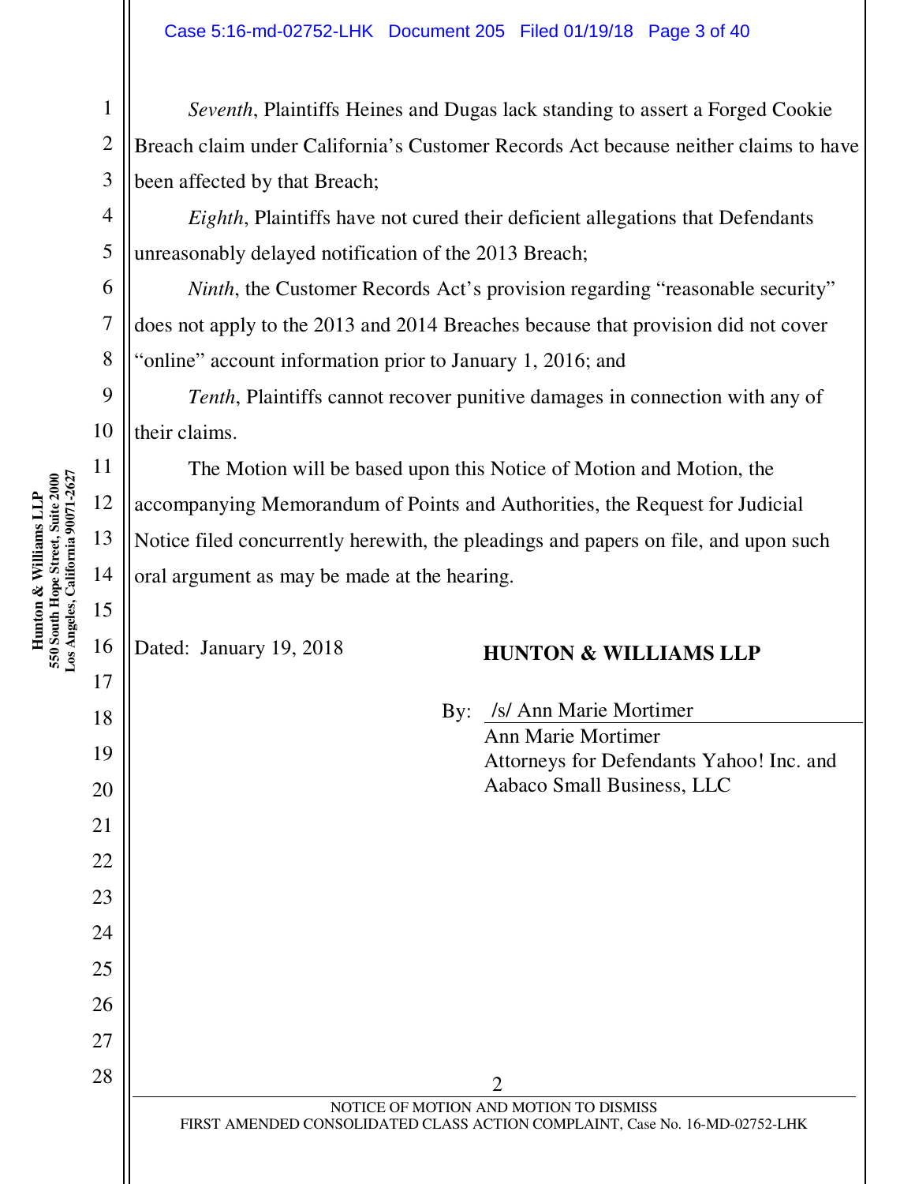*Seventh*, Plaintiffs Heines and Dugas lack standing to assert a Forged Cookie Breach claim under California's Customer Records Act because neither claims to have been affected by that Breach;

*Eighth*, Plaintiffs have not cured their deficient allegations that Defendants unreasonably delayed notification of the 2013 Breach;

*Ninth*, the Customer Records Act's provision regarding "reasonable security" does not apply to the 2013 and 2014 Breaches because that provision did not cover "online" account information prior to January 1, 2016; and

*Tenth*, Plaintiffs cannot recover punitive damages in connection with any of their claims.

The Motion will be based upon this Notice of Motion and Motion, the accompanying Memorandum of Points and Authorities, the Request for Judicial Notice filed concurrently herewith, the pleadings and papers on file, and upon such oral argument as may be made at the hearing.

Dated: January 19, 2018

**HUNTON & WILLIAMS LLP**

By: /s/ Ann Marie Mortimer
Ann Marie Mortimer
Attorneys for Defendants Yahoo! Inc. and Aabaco Small Business, LLC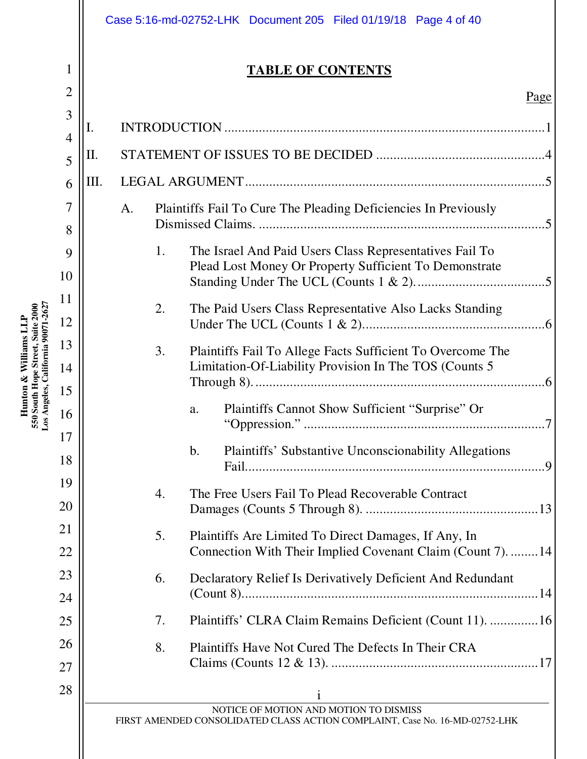# TABLE OF CONTENTS

Page

I. INTRODUCTION ..... 1

II. STATEMENT OF ISSUES TO BE DECIDED ..... 4

III. LEGAL ARGUMENT ..... 5

- A. Plaintiffs Fail To Cure The Pleading Deficiencies In Previously Dismissed Claims. ..... 5
  - 1. The Israel And Paid Users Class Representatives Fail To Plead Lost Money Or Property Sufficient To Demonstrate Standing Under The UCL (Counts 1 & 2). ..... 5
  - 2. The Paid Users Class Representative Also Lacks Standing Under The UCL (Counts 1 & 2). ..... 6
  - 3. Plaintiffs Fail To Allege Facts Sufficient To Overcome The Limitation-Of-Liability Provision In The TOS (Counts 5 Through 8). ..... 6
    - a. Plaintiffs Cannot Show Sufficient "Surprise" Or "Oppression." ..... 7
    - b. Plaintiffs' Substantive Unconscionability Allegations Fail. ..... 9
  - 4. The Free Users Fail To Plead Recoverable Contract Damages (Counts 5 Through 8). ..... 13
  - 5. Plaintiffs Are Limited To Direct Damages, If Any, In Connection With Their Implied Covenant Claim (Count 7). ..... 14
  - 6. Declaratory Relief Is Derivatively Deficient And Redundant (Count 8). ..... 14
  - 7. Plaintiffs' CLRA Claim Remains Deficient (Count 11). ..... 16
  - 8. Plaintiffs Have Not Cured The Defects In Their CRA Claims (Counts 12 & 13). ..... 17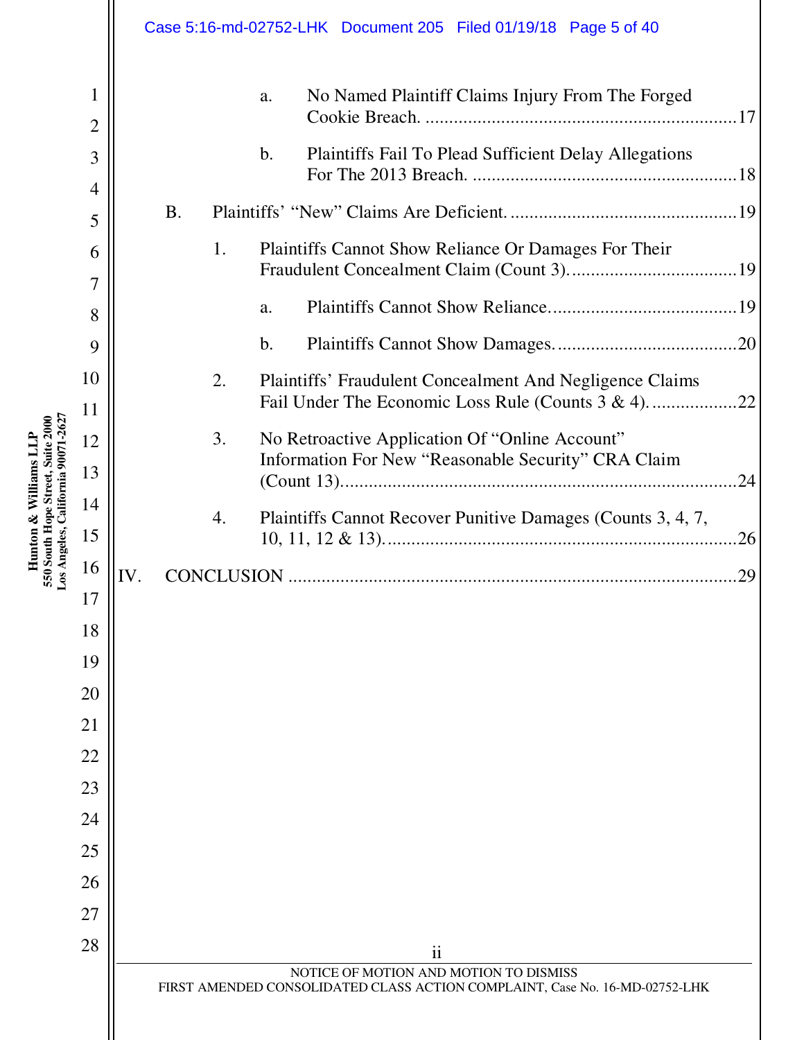a. No Named Plaintiff Claims Injury From The Forged Cookie Breach. ....17

b. Plaintiffs Fail To Plead Sufficient Delay Allegations For The 2013 Breach. ....18

B. Plaintiffs' "New" Claims Are Deficient. ....19

1. Plaintiffs Cannot Show Reliance Or Damages For Their Fraudulent Concealment Claim (Count 3). ....19

a. Plaintiffs Cannot Show Reliance. ....19

b. Plaintiffs Cannot Show Damages. ....20

2. Plaintiffs' Fraudulent Concealment And Negligence Claims Fail Under The Economic Loss Rule (Counts 3 & 4). ....22

3. No Retroactive Application Of "Online Account" Information For New "Reasonable Security" CRA Claim (Count 13). ....24

4. Plaintiffs Cannot Recover Punitive Damages (Counts 3, 4, 7, 10, 11, 12 & 13). ....26

IV. CONCLUSION ....29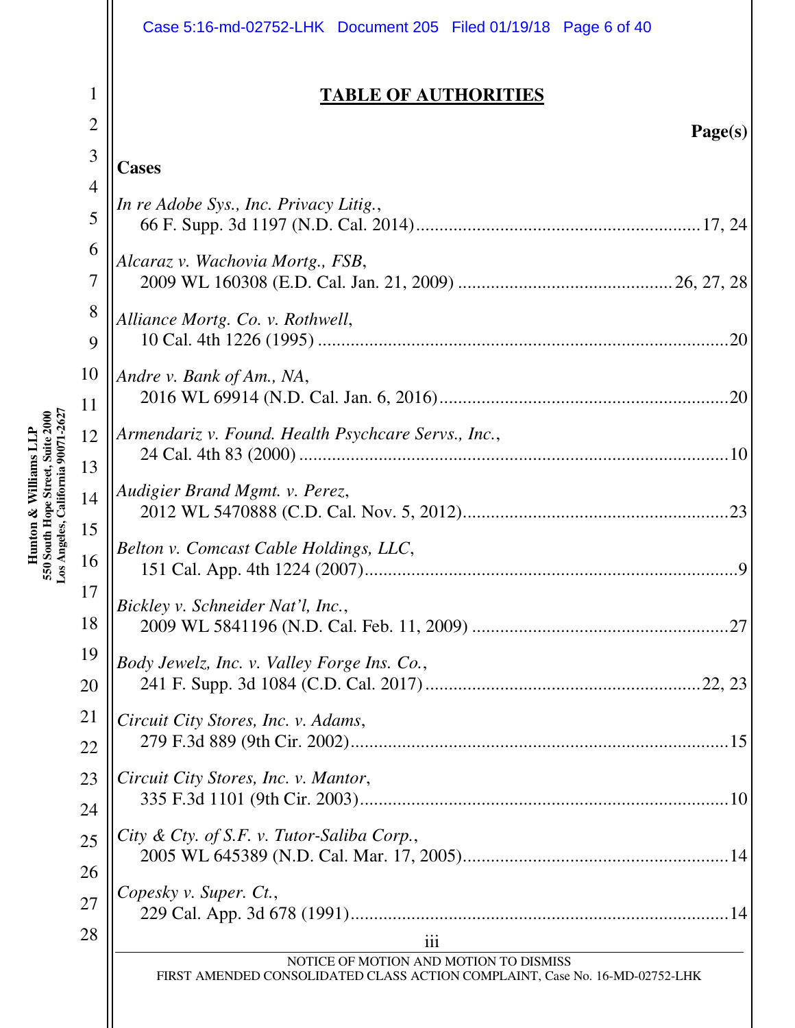# TABLE OF AUTHORITIES

**Page(s)**

## Cases

*In re Adobe Sys., Inc. Privacy Litig.*,
66 F. Supp. 3d 1197 (N.D. Cal. 2014)....17, 24

*Alcaraz v. Wachovia Mortg., FSB*,
2009 WL 160308 (E.D. Cal. Jan. 21, 2009)....26, 27, 28

*Alliance Mortg. Co. v. Rothwell*,
10 Cal. 4th 1226 (1995)....20

*Andre v. Bank of Am., NA*,
2016 WL 69914 (N.D. Cal. Jan. 6, 2016)....20

*Armendariz v. Found. Health Psychcare Servs., Inc.*,
24 Cal. 4th 83 (2000)....10

*Audigier Brand Mgmt. v. Perez*,
2012 WL 5470888 (C.D. Cal. Nov. 5, 2012)....23

*Belton v. Comcast Cable Holdings, LLC*,
151 Cal. App. 4th 1224 (2007)....9

*Bickley v. Schneider Nat'l, Inc.*,
2009 WL 5841196 (N.D. Cal. Feb. 11, 2009)....27

*Body Jewelz, Inc. v. Valley Forge Ins. Co.*,
241 F. Supp. 3d 1084 (C.D. Cal. 2017)....22, 23

*Circuit City Stores, Inc. v. Adams*,
279 F.3d 889 (9th Cir. 2002)....15

*Circuit City Stores, Inc. v. Mantor*,
335 F.3d 1101 (9th Cir. 2003)....10

*City & Cty. of S.F. v. Tutor-Saliba Corp.*,
2005 WL 645389 (N.D. Cal. Mar. 17, 2005)....14

*Copesky v. Super. Ct.*,
229 Cal. App. 3d 678 (1991)....14

NOTICE OF MOTION AND MOTION TO DISMISS
FIRST AMENDED CONSOLIDATED CLASS ACTION COMPLAINT, Case No. 16-MD-02752-LHK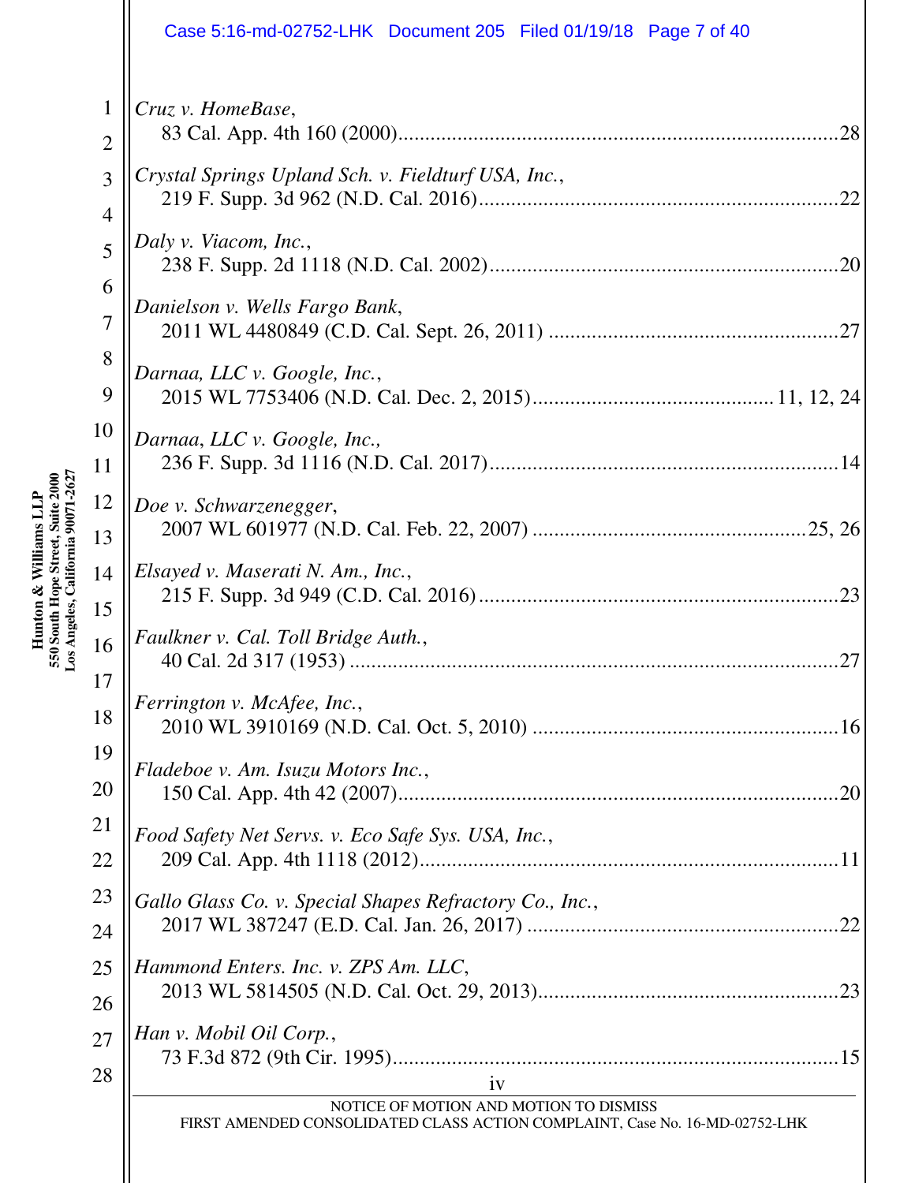*Cruz v. HomeBase*,
83 Cal. App. 4th 160 (2000) ....... 28

*Crystal Springs Upland Sch. v. Fieldturf USA, Inc.*,
219 F. Supp. 3d 962 (N.D. Cal. 2016) ....... 22

*Daly v. Viacom, Inc.*,
238 F. Supp. 2d 1118 (N.D. Cal. 2002) ....... 20

*Danielson v. Wells Fargo Bank*,
2011 WL 4480849 (C.D. Cal. Sept. 26, 2011) ....... 27

*Darnaa, LLC v. Google, Inc.*,
2015 WL 7753406 (N.D. Cal. Dec. 2, 2015) ....... 11, 12, 24

*Darnaa, LLC v. Google, Inc.*,
236 F. Supp. 3d 1116 (N.D. Cal. 2017) ....... 14

*Doe v. Schwarzenegger*,
2007 WL 601977 (N.D. Cal. Feb. 22, 2007) ....... 25, 26

*Elsayed v. Maserati N. Am., Inc.*,
215 F. Supp. 3d 949 (C.D. Cal. 2016) ....... 23

*Faulkner v. Cal. Toll Bridge Auth.*,
40 Cal. 2d 317 (1953) ....... 27

*Ferrington v. McAfee, Inc.*,
2010 WL 3910169 (N.D. Cal. Oct. 5, 2010) ....... 16

*Fladeboe v. Am. Isuzu Motors Inc.*,
150 Cal. App. 4th 42 (2007) ....... 20

*Food Safety Net Servs. v. Eco Safe Sys. USA, Inc.*,
209 Cal. App. 4th 1118 (2012) ....... 11

*Gallo Glass Co. v. Special Shapes Refractory Co., Inc.*,
2017 WL 387247 (E.D. Cal. Jan. 26, 2017) ....... 22

*Hammond Enters. Inc. v. ZPS Am. LLC*,
2013 WL 5814505 (N.D. Cal. Oct. 29, 2013) ....... 23

*Han v. Mobil Oil Corp.*,
73 F.3d 872 (9th Cir. 1995) ....... 15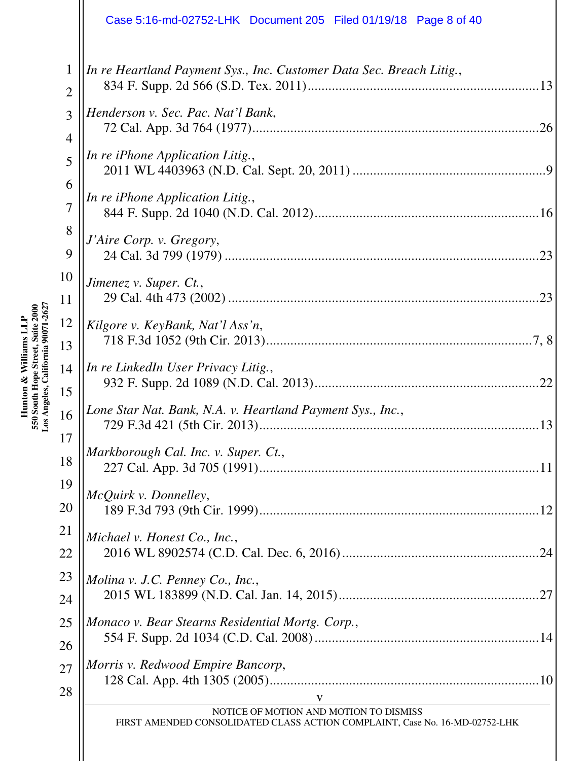*In re Heartland Payment Sys., Inc. Customer Data Sec. Breach Litig.*,
834 F. Supp. 2d 566 (S.D. Tex. 2011) .......... 13

*Henderson v. Sec. Pac. Nat'l Bank*,
72 Cal. App. 3d 764 (1977) .......... 26

*In re iPhone Application Litig.*,
2011 WL 4403963 (N.D. Cal. Sept. 20, 2011) .......... 9

*In re iPhone Application Litig.*,
844 F. Supp. 2d 1040 (N.D. Cal. 2012) .......... 16

*J'Aire Corp. v. Gregory*,
24 Cal. 3d 799 (1979) .......... 23

*Jimenez v. Super. Ct.*,
29 Cal. 4th 473 (2002) .......... 23

*Kilgore v. KeyBank, Nat'l Ass'n*,
718 F.3d 1052 (9th Cir. 2013) .......... 7, 8

*In re LinkedIn User Privacy Litig.*,
932 F. Supp. 2d 1089 (N.D. Cal. 2013) .......... 22

*Lone Star Nat. Bank, N.A. v. Heartland Payment Sys., Inc.*,
729 F.3d 421 (5th Cir. 2013) .......... 13

*Markborough Cal. Inc. v. Super. Ct.*,
227 Cal. App. 3d 705 (1991) .......... 11

*McQuirk v. Donnelley*,
189 F.3d 793 (9th Cir. 1999) .......... 12

*Michael v. Honest Co., Inc.*,
2016 WL 8902574 (C.D. Cal. Dec. 6, 2016) .......... 24

*Molina v. J.C. Penney Co., Inc.*,
2015 WL 183899 (N.D. Cal. Jan. 14, 2015) .......... 27

*Monaco v. Bear Stearns Residential Mortg. Corp.*,
554 F. Supp. 2d 1034 (C.D. Cal. 2008) .......... 14

*Morris v. Redwood Empire Bancorp*,
128 Cal. App. 4th 1305 (2005) .......... 10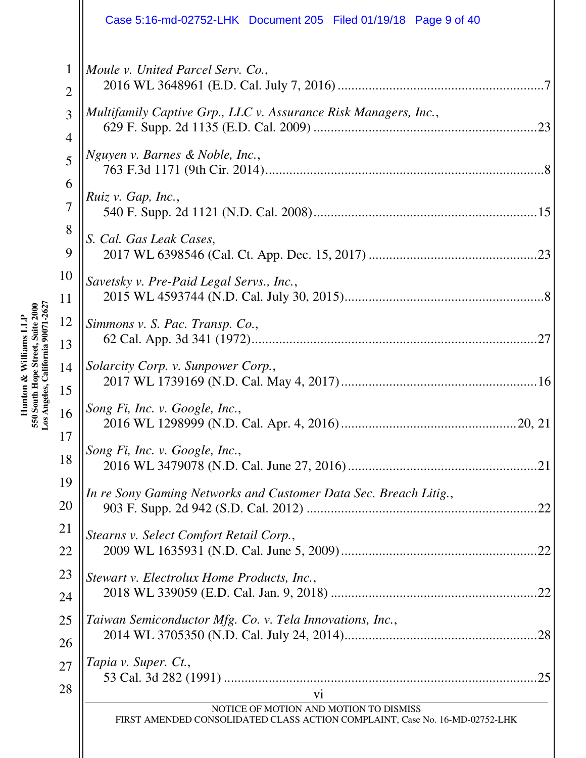*Moule v. United Parcel Serv. Co.*,
2016 WL 3648961 (E.D. Cal. July 7, 2016) ........................................................... 7

*Multifamily Captive Grp., LLC v. Assurance Risk Managers, Inc.*,
629 F. Supp. 2d 1135 (E.D. Cal. 2009) ................................................................ 23

*Nguyen v. Barnes & Noble, Inc.*,
763 F.3d 1171 (9th Cir. 2014) ................................................................................ 8

*Ruiz v. Gap, Inc.*,
540 F. Supp. 2d 1121 (N.D. Cal. 2008) ................................................................ 15

*S. Cal. Gas Leak Cases*,
2017 WL 6398546 (Cal. Ct. App. Dec. 15, 2017) ................................................ 23

*Savetsky v. Pre-Paid Legal Servs., Inc.*,
2015 WL 4593744 (N.D. Cal. July 30, 2015) .......................................................... 8

*Simmons v. S. Pac. Transp. Co.*,
62 Cal. App. 3d 341 (1972) .................................................................................. 27

*Solarcity Corp. v. Sunpower Corp.*,
2017 WL 1739169 (N.D. Cal. May 4, 2017) ......................................................... 16

*Song Fi, Inc. v. Google, Inc.*,
2016 WL 1298999 (N.D. Cal. Apr. 4, 2016) .................................................... 20, 21

*Song Fi, Inc. v. Google, Inc.*,
2016 WL 3479078 (N.D. Cal. June 27, 2016) ....................................................... 21

*In re Sony Gaming Networks and Customer Data Sec. Breach Litig.*,
903 F. Supp. 2d 942 (S.D. Cal. 2012) ................................................................... 22

*Stearns v. Select Comfort Retail Corp.*,
2009 WL 1635931 (N.D. Cal. June 5, 2009) ......................................................... 22

*Stewart v. Electrolux Home Products, Inc.*,
2018 WL 339059 (E.D. Cal. Jan. 9, 2018) ............................................................ 22

*Taiwan Semiconductor Mfg. Co. v. Tela Innovations, Inc.*,
2014 WL 3705350 (N.D. Cal. July 24, 2014) ......................................................... 28

*Tapia v. Super. Ct.*,
53 Cal. 3d 282 (1991) ........................................................................................... 25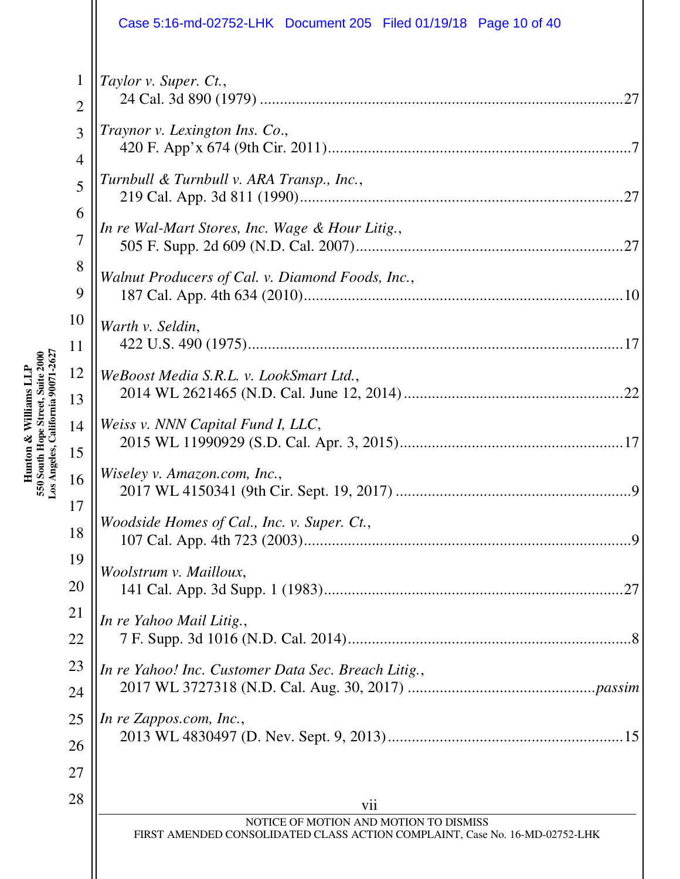*Taylor v. Super. Ct.*,
24 Cal. 3d 890 (1979) ........................................................................................27

*Traynor v. Lexington Ins. Co.*,
420 F. App'x 674 (9th Cir. 2011)..........................................................................7

*Turnbull & Turnbull v. ARA Transp., Inc.*,
219 Cal. App. 3d 811 (1990)................................................................................27

*In re Wal-Mart Stores, Inc. Wage & Hour Litig.*,
505 F. Supp. 2d 609 (N.D. Cal. 2007)..................................................................27

*Walnut Producers of Cal. v. Diamond Foods, Inc.*,
187 Cal. App. 4th 634 (2010)...............................................................................10

*Warth v. Seldin*,
422 U.S. 490 (1975).............................................................................................17

*WeBoost Media S.R.L. v. LookSmart Ltd.*,
2014 WL 2621465 (N.D. Cal. June 12, 2014) .....................................................22

*Weiss v. NNN Capital Fund I, LLC*,
2015 WL 11990929 (S.D. Cal. Apr. 3, 2015).......................................................17

*Wiseley v. Amazon.com, Inc.*,
2017 WL 4150341 (9th Cir. Sept. 19, 2017) ..........................................................9

*Woodside Homes of Cal., Inc. v. Super. Ct.*,
107 Cal. App. 4th 723 (2003)..................................................................................9

*Woolstrum v. Mailloux*,
141 Cal. App. 3d Supp. 1 (1983)..........................................................................27

*In re Yahoo Mail Litig.*,
7 F. Supp. 3d 1016 (N.D. Cal. 2014)......................................................................8

*In re Yahoo! Inc. Customer Data Sec. Breach Litig.*,
2017 WL 3727318 (N.D. Cal. Aug. 30, 2017) ...............................................*passim*

*In re Zappos.com, Inc.*,
2013 WL 4830497 (D. Nev. Sept. 9, 2013)...........................................................15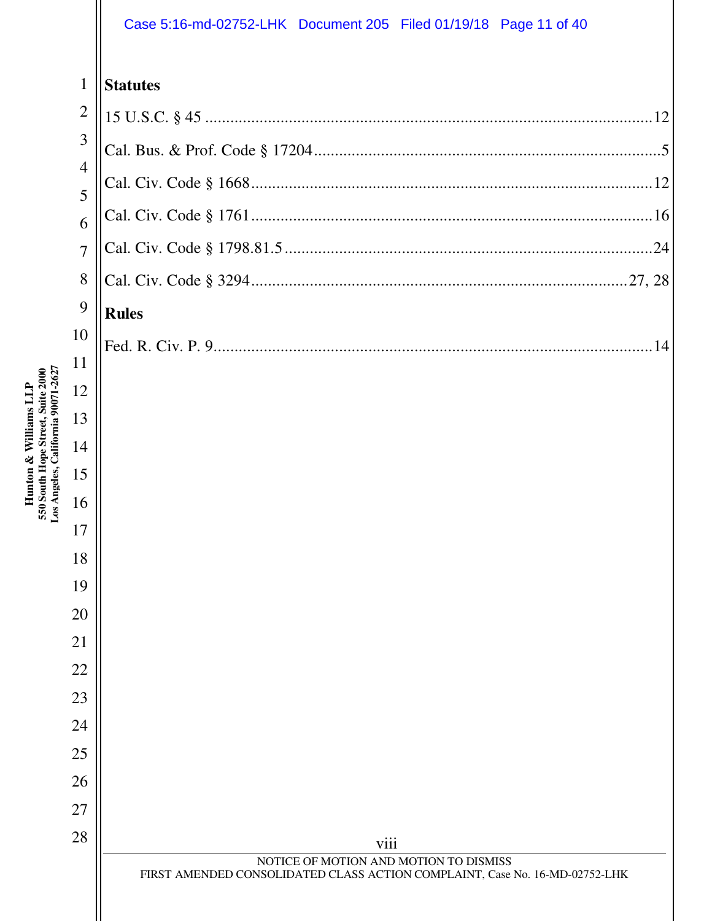**Statutes**

15 U.S.C. § 45 ........................................................................................................12

Cal. Bus. & Prof. Code § 17204 ...............................................................................5

Cal. Civ. Code § 1668 ............................................................................................12

Cal. Civ. Code § 1761 ............................................................................................16

Cal. Civ. Code § 1798.81.5 .....................................................................................24

Cal. Civ. Code § 3294 ......................................................................................27, 28

**Rules**

Fed. R. Civ. P. 9 ......................................................................................................14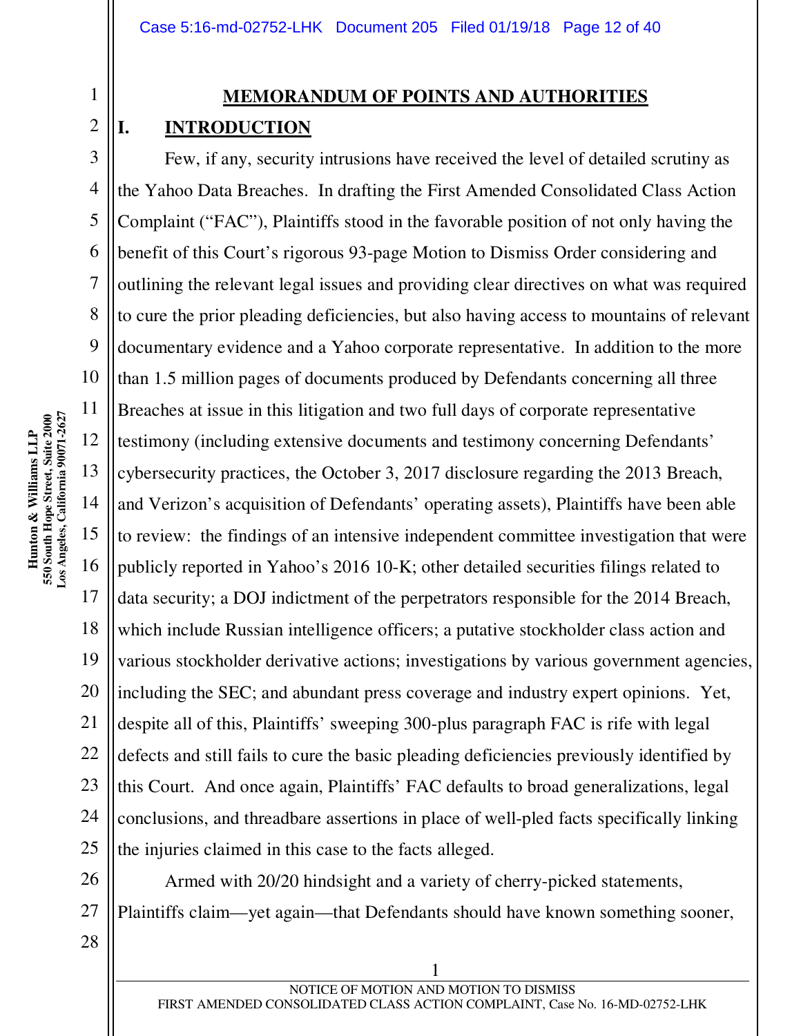# MEMORANDUM OF POINTS AND AUTHORITIES

## I. INTRODUCTION

Few, if any, security intrusions have received the level of detailed scrutiny as the Yahoo Data Breaches. In drafting the First Amended Consolidated Class Action Complaint ("FAC"), Plaintiffs stood in the favorable position of not only having the benefit of this Court's rigorous 93-page Motion to Dismiss Order considering and outlining the relevant legal issues and providing clear directives on what was required to cure the prior pleading deficiencies, but also having access to mountains of relevant documentary evidence and a Yahoo corporate representative. In addition to the more than 1.5 million pages of documents produced by Defendants concerning all three Breaches at issue in this litigation and two full days of corporate representative testimony (including extensive documents and testimony concerning Defendants' cybersecurity practices, the October 3, 2017 disclosure regarding the 2013 Breach, and Verizon's acquisition of Defendants' operating assets), Plaintiffs have been able to review: the findings of an intensive independent committee investigation that were publicly reported in Yahoo's 2016 10-K; other detailed securities filings related to data security; a DOJ indictment of the perpetrators responsible for the 2014 Breach, which include Russian intelligence officers; a putative stockholder class action and various stockholder derivative actions; investigations by various government agencies, including the SEC; and abundant press coverage and industry expert opinions. Yet, despite all of this, Plaintiffs' sweeping 300-plus paragraph FAC is rife with legal defects and still fails to cure the basic pleading deficiencies previously identified by this Court. And once again, Plaintiffs' FAC defaults to broad generalizations, legal conclusions, and threadbare assertions in place of well-pled facts specifically linking the injuries claimed in this case to the facts alleged.

Armed with 20/20 hindsight and a variety of cherry-picked statements, Plaintiffs claim—yet again—that Defendants should have known something sooner,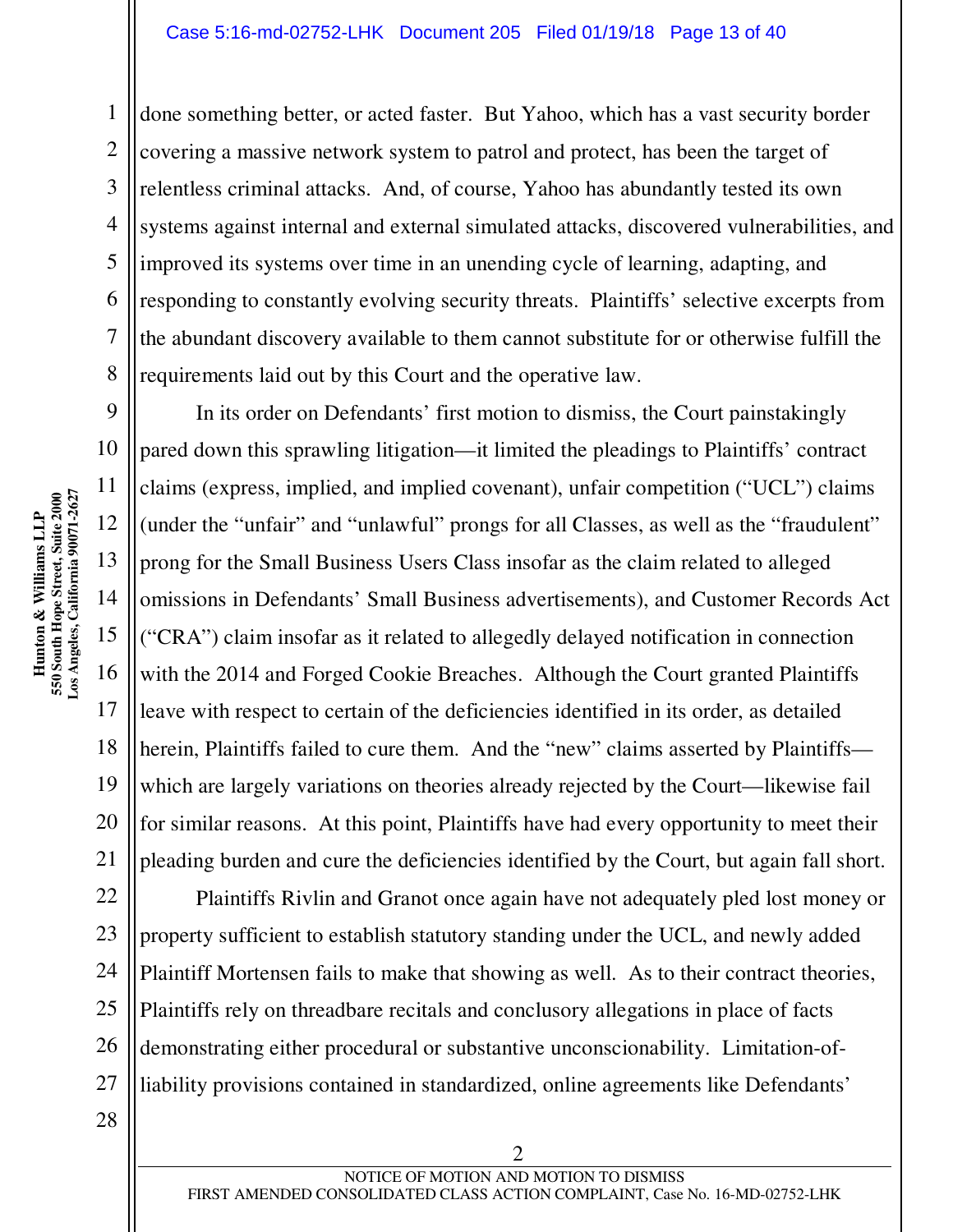done something better, or acted faster. But Yahoo, which has a vast security border covering a massive network system to patrol and protect, has been the target of relentless criminal attacks. And, of course, Yahoo has abundantly tested its own systems against internal and external simulated attacks, discovered vulnerabilities, and improved its systems over time in an unending cycle of learning, adapting, and responding to constantly evolving security threats. Plaintiffs' selective excerpts from the abundant discovery available to them cannot substitute for or otherwise fulfill the requirements laid out by this Court and the operative law.

In its order on Defendants' first motion to dismiss, the Court painstakingly pared down this sprawling litigation—it limited the pleadings to Plaintiffs' contract claims (express, implied, and implied covenant), unfair competition ("UCL") claims (under the "unfair" and "unlawful" prongs for all Classes, as well as the "fraudulent" prong for the Small Business Users Class insofar as the claim related to alleged omissions in Defendants' Small Business advertisements), and Customer Records Act ("CRA") claim insofar as it related to allegedly delayed notification in connection with the 2014 and Forged Cookie Breaches. Although the Court granted Plaintiffs leave with respect to certain of the deficiencies identified in its order, as detailed herein, Plaintiffs failed to cure them. And the "new" claims asserted by Plaintiffs—which are largely variations on theories already rejected by the Court—likewise fail for similar reasons. At this point, Plaintiffs have had every opportunity to meet their pleading burden and cure the deficiencies identified by the Court, but again fall short.

Plaintiffs Rivlin and Granot once again have not adequately pled lost money or property sufficient to establish statutory standing under the UCL, and newly added Plaintiff Mortensen fails to make that showing as well. As to their contract theories, Plaintiffs rely on threadbare recitals and conclusory allegations in place of facts demonstrating either procedural or substantive unconscionability. Limitation-of-liability provisions contained in standardized, online agreements like Defendants'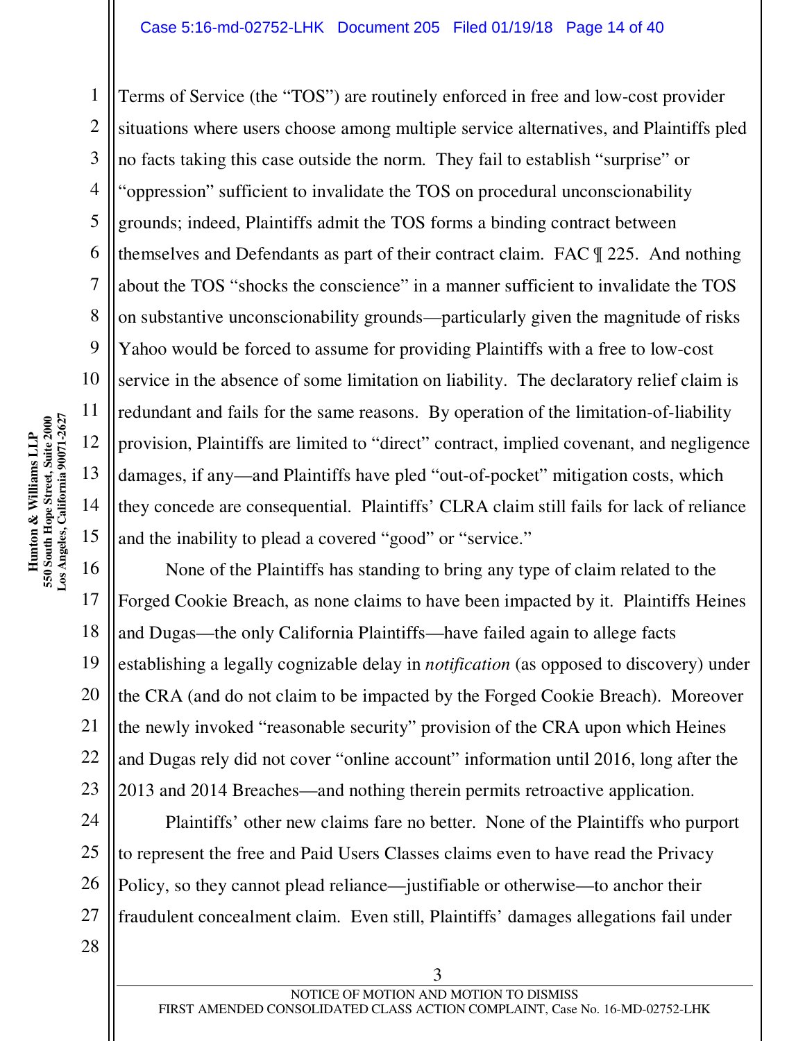Terms of Service (the "TOS") are routinely enforced in free and low-cost provider situations where users choose among multiple service alternatives, and Plaintiffs pled no facts taking this case outside the norm. They fail to establish "surprise" or "oppression" sufficient to invalidate the TOS on procedural unconscionability grounds; indeed, Plaintiffs admit the TOS forms a binding contract between themselves and Defendants as part of their contract claim. FAC ¶ 225. And nothing about the TOS "shocks the conscience" in a manner sufficient to invalidate the TOS on substantive unconscionability grounds—particularly given the magnitude of risks Yahoo would be forced to assume for providing Plaintiffs with a free to low-cost service in the absence of some limitation on liability. The declaratory relief claim is redundant and fails for the same reasons. By operation of the limitation-of-liability provision, Plaintiffs are limited to "direct" contract, implied covenant, and negligence damages, if any—and Plaintiffs have pled "out-of-pocket" mitigation costs, which they concede are consequential. Plaintiffs' CLRA claim still fails for lack of reliance and the inability to plead a covered "good" or "service."

None of the Plaintiffs has standing to bring any type of claim related to the Forged Cookie Breach, as none claims to have been impacted by it. Plaintiffs Heines and Dugas—the only California Plaintiffs—have failed again to allege facts establishing a legally cognizable delay in *notification* (as opposed to discovery) under the CRA (and do not claim to be impacted by the Forged Cookie Breach). Moreover the newly invoked "reasonable security" provision of the CRA upon which Heines and Dugas rely did not cover "online account" information until 2016, long after the 2013 and 2014 Breaches—and nothing therein permits retroactive application.

Plaintiffs' other new claims fare no better. None of the Plaintiffs who purport to represent the free and Paid Users Classes claims even to have read the Privacy Policy, so they cannot plead reliance—justifiable or otherwise—to anchor their fraudulent concealment claim. Even still, Plaintiffs' damages allegations fail under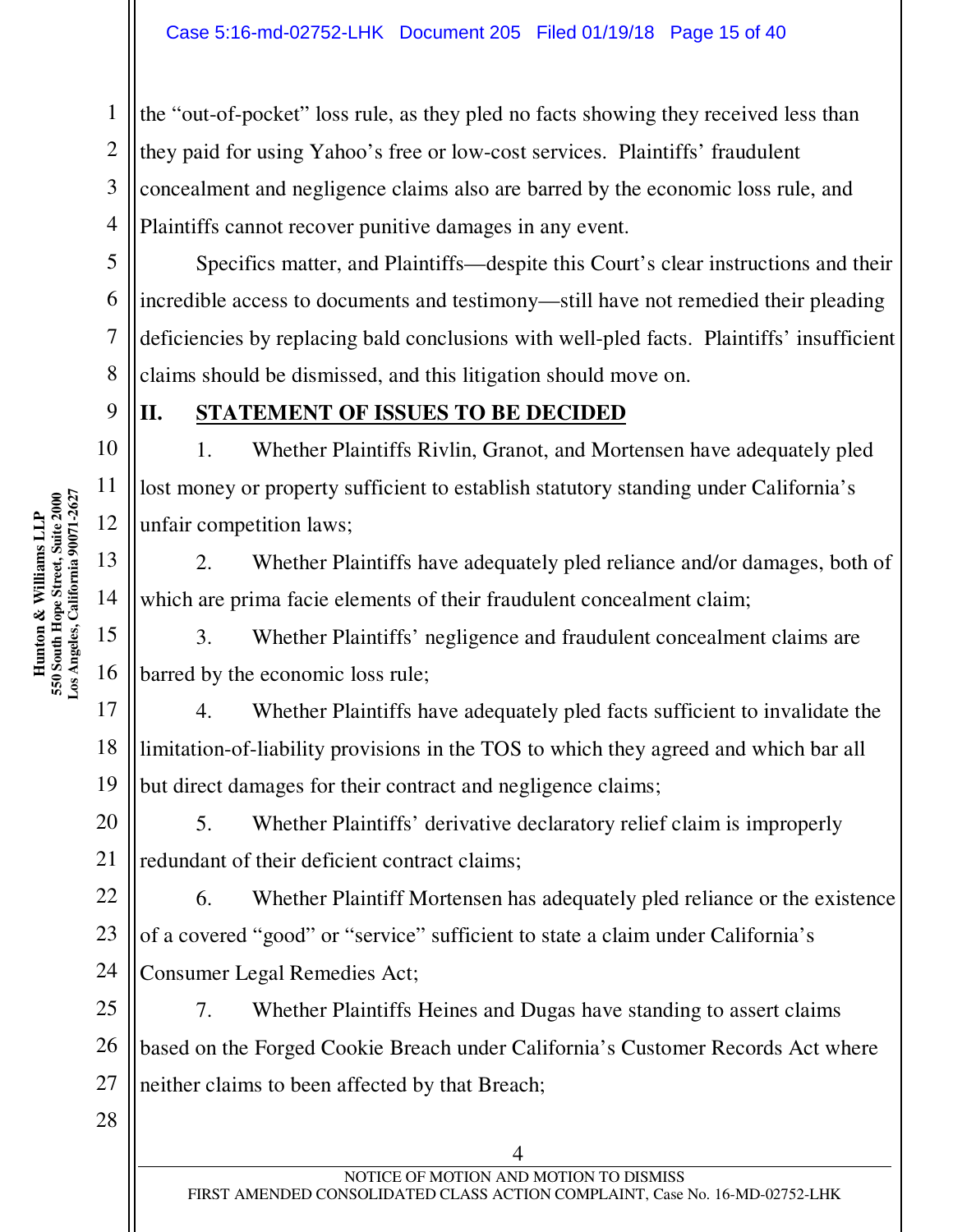the "out-of-pocket" loss rule, as they pled no facts showing they received less than they paid for using Yahoo's free or low-cost services. Plaintiffs' fraudulent concealment and negligence claims also are barred by the economic loss rule, and Plaintiffs cannot recover punitive damages in any event.

Specifics matter, and Plaintiffs—despite this Court's clear instructions and their incredible access to documents and testimony—still have not remedied their pleading deficiencies by replacing bald conclusions with well-pled facts. Plaintiffs' insufficient claims should be dismissed, and this litigation should move on.

## II. STATEMENT OF ISSUES TO BE DECIDED

1. Whether Plaintiffs Rivlin, Granot, and Mortensen have adequately pled lost money or property sufficient to establish statutory standing under California's unfair competition laws;

2. Whether Plaintiffs have adequately pled reliance and/or damages, both of which are prima facie elements of their fraudulent concealment claim;

3. Whether Plaintiffs' negligence and fraudulent concealment claims are barred by the economic loss rule;

4. Whether Plaintiffs have adequately pled facts sufficient to invalidate the limitation-of-liability provisions in the TOS to which they agreed and which bar all but direct damages for their contract and negligence claims;

5. Whether Plaintiffs' derivative declaratory relief claim is improperly redundant of their deficient contract claims;

6. Whether Plaintiff Mortensen has adequately pled reliance or the existence of a covered "good" or "service" sufficient to state a claim under California's Consumer Legal Remedies Act;

7. Whether Plaintiffs Heines and Dugas have standing to assert claims based on the Forged Cookie Breach under California's Customer Records Act where neither claims to been affected by that Breach;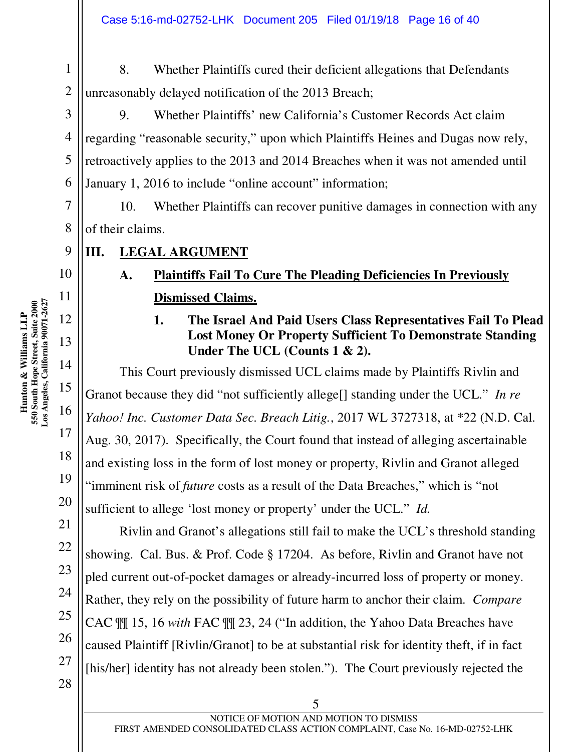8. Whether Plaintiffs cured their deficient allegations that Defendants unreasonably delayed notification of the 2013 Breach;

9. Whether Plaintiffs' new California's Customer Records Act claim regarding "reasonable security," upon which Plaintiffs Heines and Dugas now rely, retroactively applies to the 2013 and 2014 Breaches when it was not amended until January 1, 2016 to include "online account" information;

10. Whether Plaintiffs can recover punitive damages in connection with any of their claims.

## III. LEGAL ARGUMENT

### A. Plaintiffs Fail To Cure The Pleading Deficiencies In Previously Dismissed Claims.

#### 1. The Israel And Paid Users Class Representatives Fail To Plead Lost Money Or Property Sufficient To Demonstrate Standing Under The UCL (Counts 1 & 2).

This Court previously dismissed UCL claims made by Plaintiffs Rivlin and Granot because they did "not sufficiently allege[] standing under the UCL." *In re Yahoo! Inc. Customer Data Sec. Breach Litig.*, 2017 WL 3727318, at *22 (N.D. Cal. Aug. 30, 2017). Specifically, the Court found that instead of alleging ascertainable and existing loss in the form of lost money or property, Rivlin and Granot alleged "imminent risk of *future* costs as a result of the Data Breaches," which is "not sufficient to allege 'lost money or property' under the UCL." *Id.*

Rivlin and Granot's allegations still fail to make the UCL's threshold standing showing. Cal. Bus. & Prof. Code § 17204. As before, Rivlin and Granot have not pled current out-of-pocket damages or already-incurred loss of property or money. Rather, they rely on the possibility of future harm to anchor their claim. *Compare* CAC ¶¶ 15, 16 *with* FAC ¶¶ 23, 24 ("In addition, the Yahoo Data Breaches have caused Plaintiff [Rivlin/Granot] to be at substantial risk for identity theft, if in fact [his/her] identity has not already been stolen."). The Court previously rejected the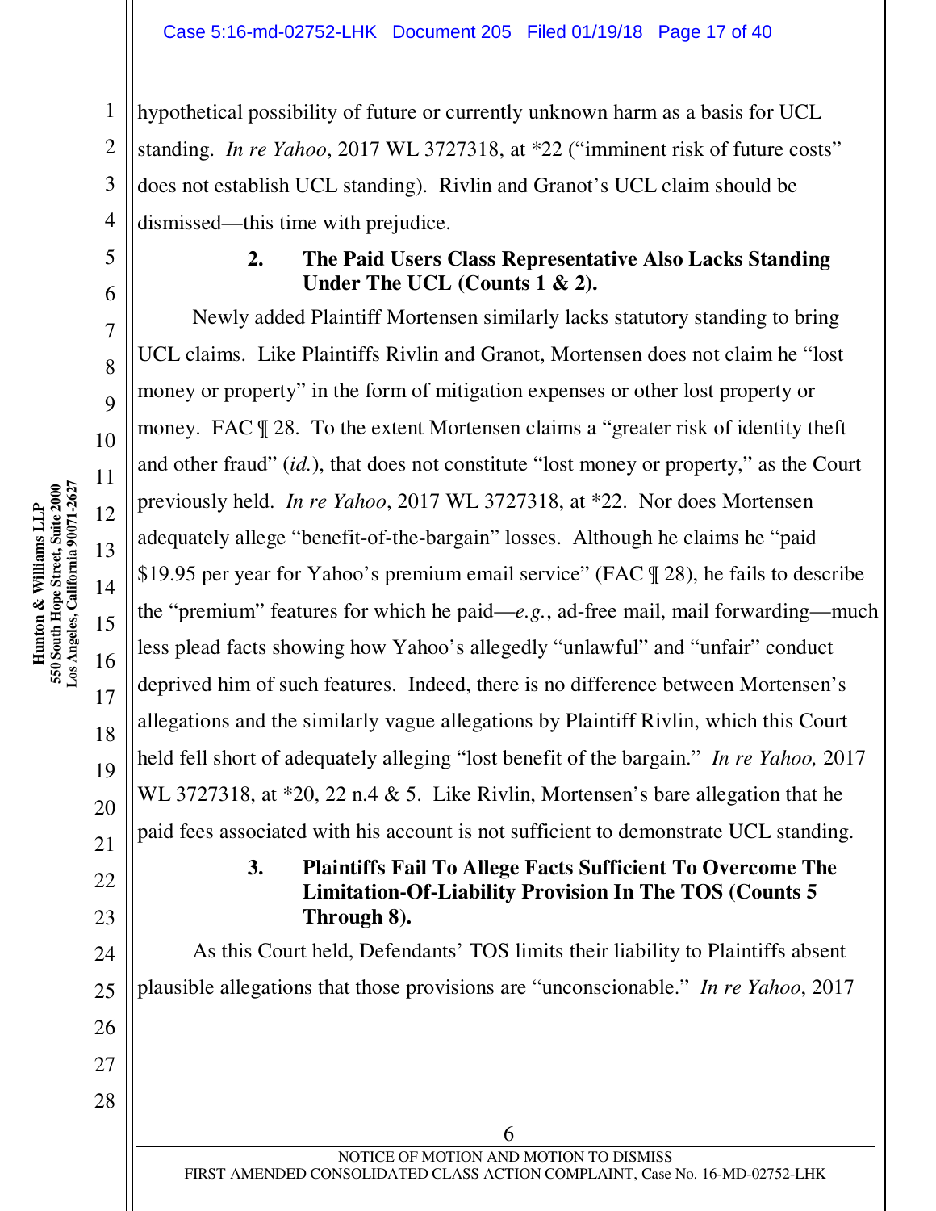hypothetical possibility of future or currently unknown harm as a basis for UCL standing. *In re Yahoo*, 2017 WL 3727318, at *22 ("imminent risk of future costs" does not establish UCL standing). Rivlin and Granot's UCL claim should be dismissed—this time with prejudice.

### 2. The Paid Users Class Representative Also Lacks Standing Under The UCL (Counts 1 & 2).

Newly added Plaintiff Mortensen similarly lacks statutory standing to bring UCL claims. Like Plaintiffs Rivlin and Granot, Mortensen does not claim he "lost money or property" in the form of mitigation expenses or other lost property or money. FAC ¶ 28. To the extent Mortensen claims a "greater risk of identity theft and other fraud" (*id.*), that does not constitute "lost money or property," as the Court previously held. *In re Yahoo*, 2017 WL 3727318, at *22. Nor does Mortensen adequately allege "benefit-of-the-bargain" losses. Although he claims he "paid $19.95 per year for Yahoo's premium email service" (FAC ¶ 28), he fails to describe the "premium" features for which he paid—*e.g.*, ad-free mail, mail forwarding—much less plead facts showing how Yahoo's allegedly "unlawful" and "unfair" conduct deprived him of such features. Indeed, there is no difference between Mortensen's allegations and the similarly vague allegations by Plaintiff Rivlin, which this Court held fell short of adequately alleging "lost benefit of the bargain." *In re Yahoo,* 2017 WL 3727318, at *20, 22 n.4 & 5. Like Rivlin, Mortensen's bare allegation that he paid fees associated with his account is not sufficient to demonstrate UCL standing.

### 3. Plaintiffs Fail To Allege Facts Sufficient To Overcome The Limitation-Of-Liability Provision In The TOS (Counts 5 Through 8).

As this Court held, Defendants' TOS limits their liability to Plaintiffs absent plausible allegations that those provisions are "unconscionable." *In re Yahoo*, 2017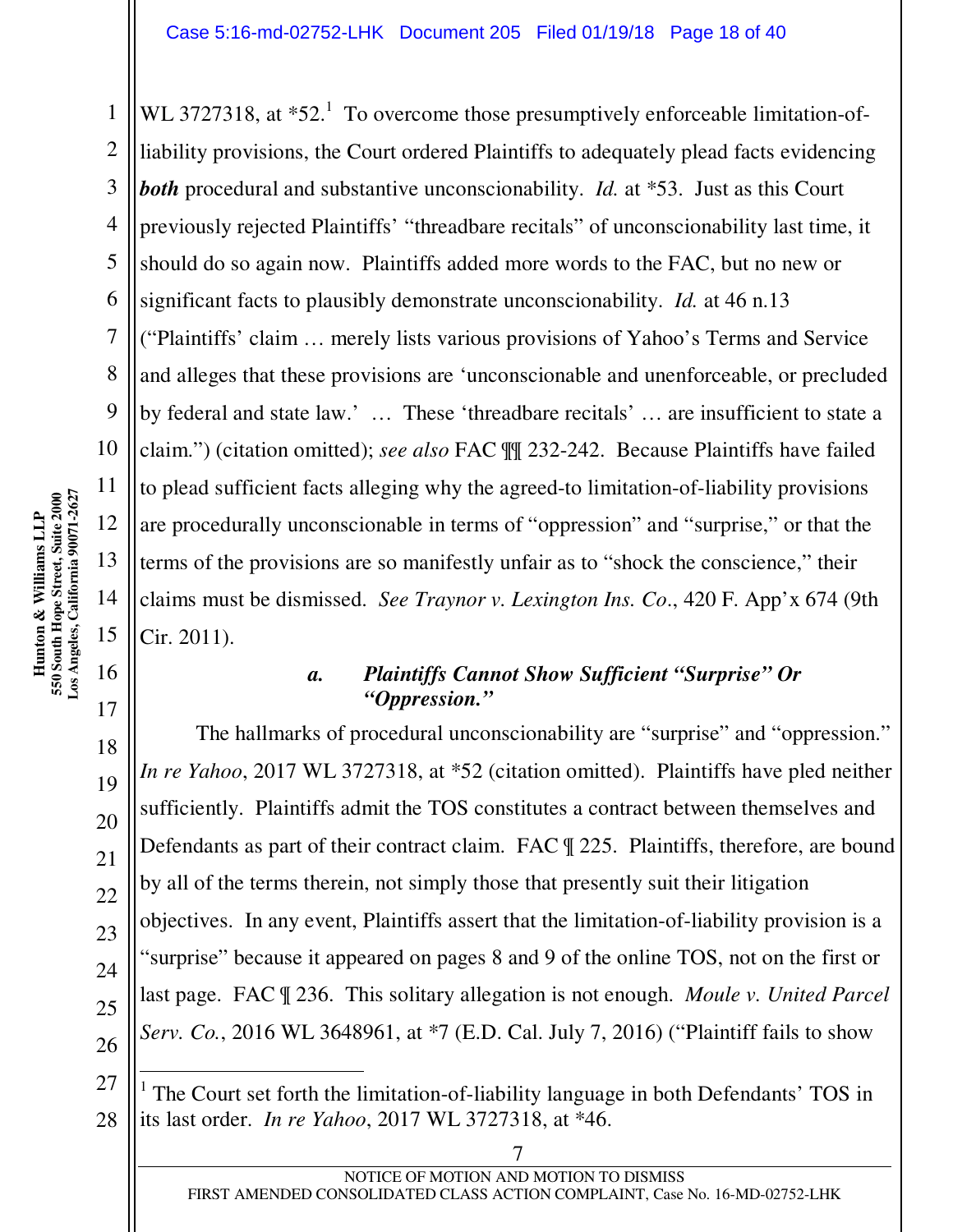WL 3727318, at *52.[1] To overcome those presumptively enforceable limitation-of-liability provisions, the Court ordered Plaintiffs to adequately plead facts evidencing ***both*** procedural and substantive unconscionability. *Id.* at *53. Just as this Court previously rejected Plaintiffs' "threadbare recitals" of unconscionability last time, it should do so again now. Plaintiffs added more words to the FAC, but no new or significant facts to plausibly demonstrate unconscionability. *Id.* at 46 n.13 ("Plaintiffs' claim … merely lists various provisions of Yahoo's Terms and Service and alleges that these provisions are 'unconscionable and unenforceable, or precluded by federal and state law.' … These 'threadbare recitals' … are insufficient to state a claim.") (citation omitted); *see also* FAC ¶¶ 232-242. Because Plaintiffs have failed to plead sufficient facts alleging why the agreed-to limitation-of-liability provisions are procedurally unconscionable in terms of "oppression" and "surprise," or that the terms of the provisions are so manifestly unfair as to "shock the conscience," their claims must be dismissed. *See Traynor v. Lexington Ins. Co.*, 420 F. App'x 674 (9th Cir. 2011).

***a. Plaintiffs Cannot Show Sufficient "Surprise" Or "Oppression."***

The hallmarks of procedural unconscionability are "surprise" and "oppression." *In re Yahoo*, 2017 WL 3727318, at *52 (citation omitted). Plaintiffs have pled neither sufficiently. Plaintiffs admit the TOS constitutes a contract between themselves and Defendants as part of their contract claim. FAC ¶ 225. Plaintiffs, therefore, are bound by all of the terms therein, not simply those that presently suit their litigation objectives. In any event, Plaintiffs assert that the limitation-of-liability provision is a "surprise" because it appeared on pages 8 and 9 of the online TOS, not on the first or last page. FAC ¶ 236. This solitary allegation is not enough. *Moule v. United Parcel Serv. Co.*, 2016 WL 3648961, at *7 (E.D. Cal. July 7, 2016) ("Plaintiff fails to show

---

[1] The Court set forth the limitation-of-liability language in both Defendants' TOS in its last order. *In re Yahoo*, 2017 WL 3727318, at *46.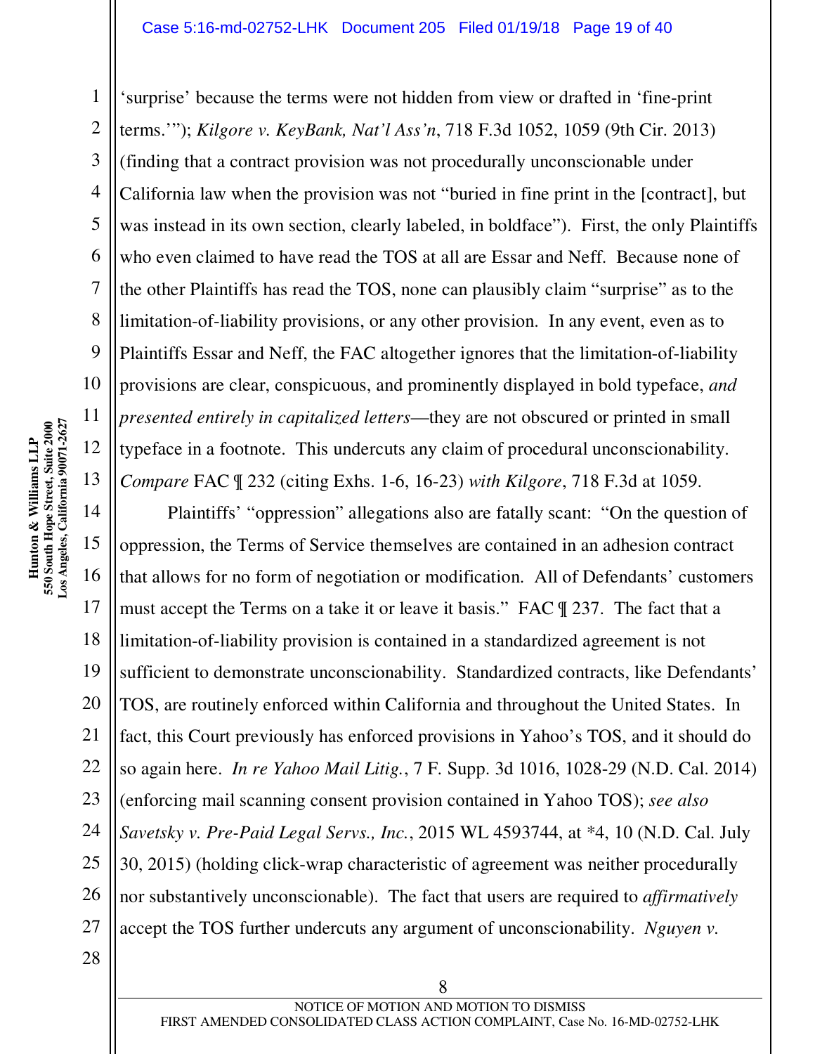'surprise' because the terms were not hidden from view or drafted in 'fine-print terms.'"); *Kilgore v. KeyBank, Nat'l Ass'n*, 718 F.3d 1052, 1059 (9th Cir. 2013) (finding that a contract provision was not procedurally unconscionable under California law when the provision was not "buried in fine print in the [contract], but was instead in its own section, clearly labeled, in boldface"). First, the only Plaintiffs who even claimed to have read the TOS at all are Essar and Neff. Because none of the other Plaintiffs has read the TOS, none can plausibly claim "surprise" as to the limitation-of-liability provisions, or any other provision. In any event, even as to Plaintiffs Essar and Neff, the FAC altogether ignores that the limitation-of-liability provisions are clear, conspicuous, and prominently displayed in bold typeface, *and presented entirely in capitalized letters*—they are not obscured or printed in small typeface in a footnote. This undercuts any claim of procedural unconscionability. *Compare* FAC ¶ 232 (citing Exhs. 1-6, 16-23) *with Kilgore*, 718 F.3d at 1059.

Plaintiffs' "oppression" allegations also are fatally scant: "On the question of oppression, the Terms of Service themselves are contained in an adhesion contract that allows for no form of negotiation or modification. All of Defendants' customers must accept the Terms on a take it or leave it basis." FAC ¶ 237. The fact that a limitation-of-liability provision is contained in a standardized agreement is not sufficient to demonstrate unconscionability. Standardized contracts, like Defendants' TOS, are routinely enforced within California and throughout the United States. In fact, this Court previously has enforced provisions in Yahoo's TOS, and it should do so again here. *In re Yahoo Mail Litig.*, 7 F. Supp. 3d 1016, 1028-29 (N.D. Cal. 2014) (enforcing mail scanning consent provision contained in Yahoo TOS); *see also Savetsky v. Pre-Paid Legal Servs., Inc.*, 2015 WL 4593744, at *4, 10 (N.D. Cal. July 30, 2015) (holding click-wrap characteristic of agreement was neither procedurally nor substantively unconscionable). The fact that users are required to *affirmatively* accept the TOS further undercuts any argument of unconscionability. *Nguyen v.*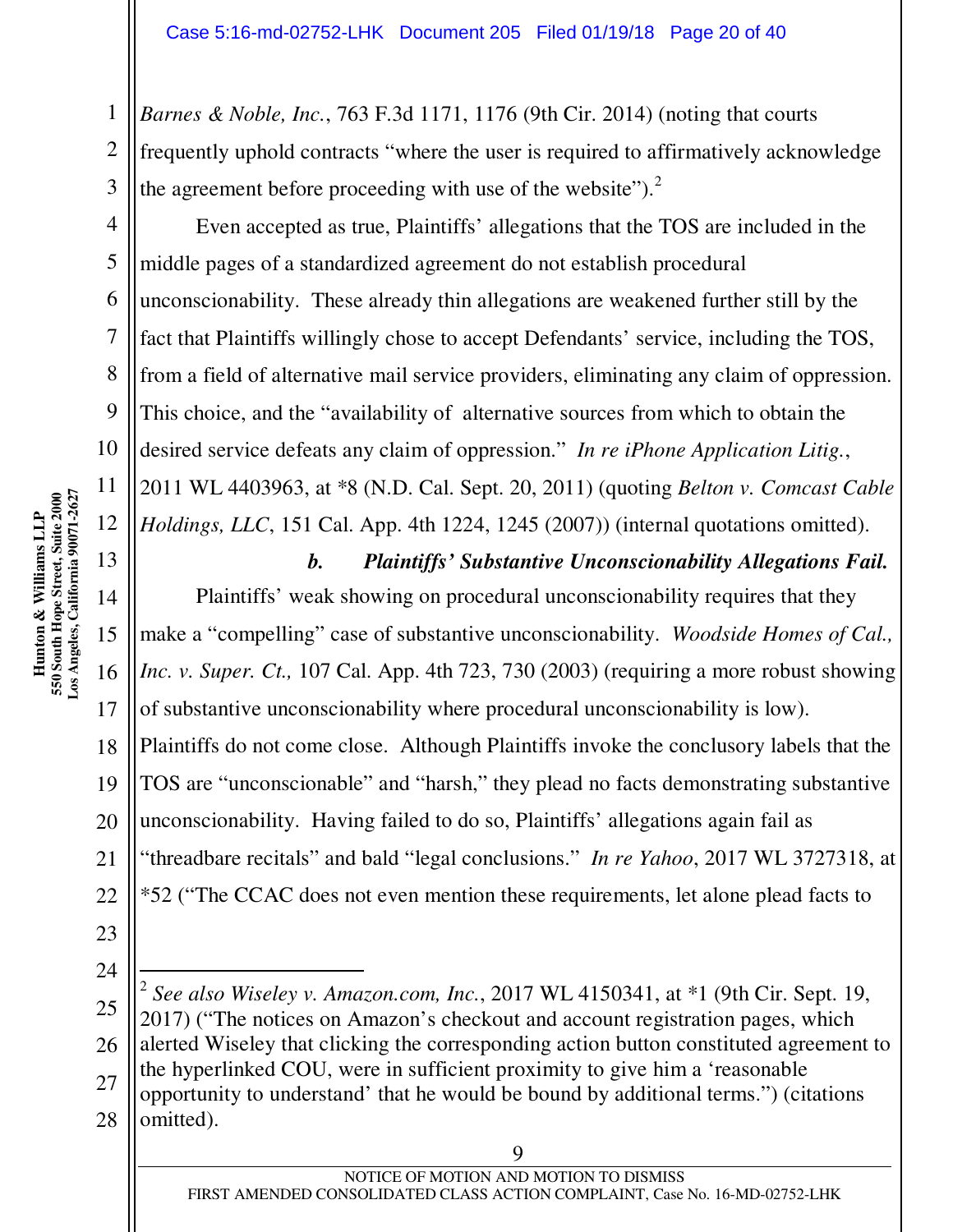*Barnes & Noble, Inc.*, 763 F.3d 1171, 1176 (9th Cir. 2014) (noting that courts frequently uphold contracts "where the user is required to affirmatively acknowledge the agreement before proceeding with use of the website").[2]

Even accepted as true, Plaintiffs' allegations that the TOS are included in the middle pages of a standardized agreement do not establish procedural unconscionability. These already thin allegations are weakened further still by the fact that Plaintiffs willingly chose to accept Defendants' service, including the TOS, from a field of alternative mail service providers, eliminating any claim of oppression. This choice, and the "availability of alternative sources from which to obtain the desired service defeats any claim of oppression." *In re iPhone Application Litig.*, 2011 WL 4403963, at *8 (N.D. Cal. Sept. 20, 2011) (quoting *Belton v. Comcast Cable Holdings, LLC*, 151 Cal. App. 4th 1224, 1245 (2007)) (internal quotations omitted).

***b. Plaintiffs' Substantive Unconscionability Allegations Fail.***

Plaintiffs' weak showing on procedural unconscionability requires that they make a "compelling" case of substantive unconscionability. *Woodside Homes of Cal., Inc. v. Super. Ct.,* 107 Cal. App. 4th 723, 730 (2003) (requiring a more robust showing of substantive unconscionability where procedural unconscionability is low). Plaintiffs do not come close. Although Plaintiffs invoke the conclusory labels that the TOS are "unconscionable" and "harsh," they plead no facts demonstrating substantive unconscionability. Having failed to do so, Plaintiffs' allegations again fail as "threadbare recitals" and bald "legal conclusions." *In re Yahoo*, 2017 WL 3727318, at *52 ("The CCAC does not even mention these requirements, let alone plead facts to

---

[2] *See also Wiseley v. Amazon.com, Inc.*, 2017 WL 4150341, at *1 (9th Cir. Sept. 19, 2017) ("The notices on Amazon's checkout and account registration pages, which alerted Wiseley that clicking the corresponding action button constituted agreement to the hyperlinked COU, were in sufficient proximity to give him a 'reasonable opportunity to understand' that he would be bound by additional terms.") (citations omitted).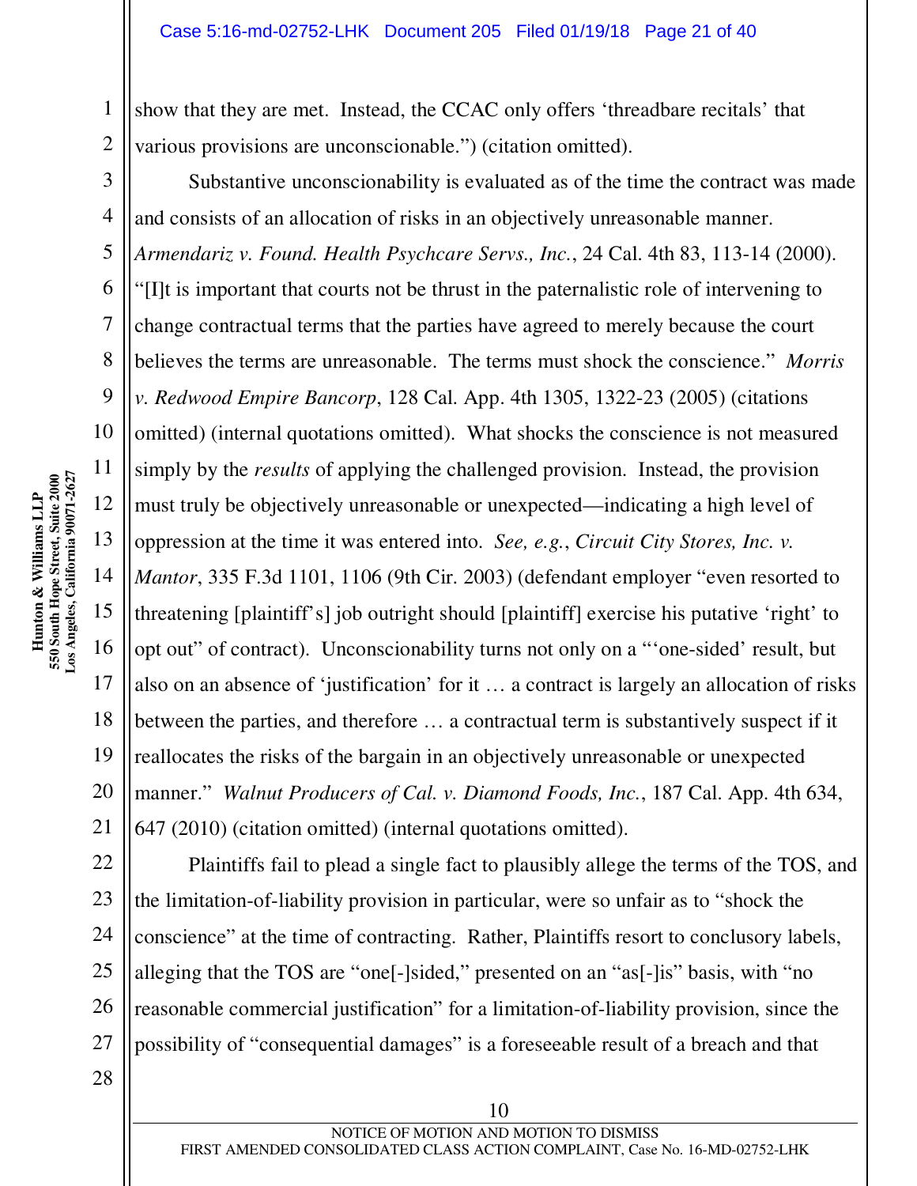show that they are met. Instead, the CCAC only offers 'threadbare recitals' that various provisions are unconscionable.") (citation omitted).

Substantive unconscionability is evaluated as of the time the contract was made and consists of an allocation of risks in an objectively unreasonable manner. *Armendariz v. Found. Health Psychcare Servs., Inc.*, 24 Cal. 4th 83, 113-14 (2000). "[I]t is important that courts not be thrust in the paternalistic role of intervening to change contractual terms that the parties have agreed to merely because the court believes the terms are unreasonable. The terms must shock the conscience." *Morris v. Redwood Empire Bancorp*, 128 Cal. App. 4th 1305, 1322-23 (2005) (citations omitted) (internal quotations omitted). What shocks the conscience is not measured simply by the *results* of applying the challenged provision. Instead, the provision must truly be objectively unreasonable or unexpected—indicating a high level of oppression at the time it was entered into. *See, e.g.*, *Circuit City Stores, Inc. v. Mantor*, 335 F.3d 1101, 1106 (9th Cir. 2003) (defendant employer "even resorted to threatening [plaintiff's] job outright should [plaintiff] exercise his putative 'right' to opt out" of contract). Unconscionability turns not only on a "'one-sided' result, but also on an absence of 'justification' for it … a contract is largely an allocation of risks between the parties, and therefore … a contractual term is substantively suspect if it reallocates the risks of the bargain in an objectively unreasonable or unexpected manner." *Walnut Producers of Cal. v. Diamond Foods, Inc.*, 187 Cal. App. 4th 634, 647 (2010) (citation omitted) (internal quotations omitted).

Plaintiffs fail to plead a single fact to plausibly allege the terms of the TOS, and the limitation-of-liability provision in particular, were so unfair as to "shock the conscience" at the time of contracting. Rather, Plaintiffs resort to conclusory labels, alleging that the TOS are "one[-]sided," presented on an "as[-]is" basis, with "no reasonable commercial justification" for a limitation-of-liability provision, since the possibility of "consequential damages" is a foreseeable result of a breach and that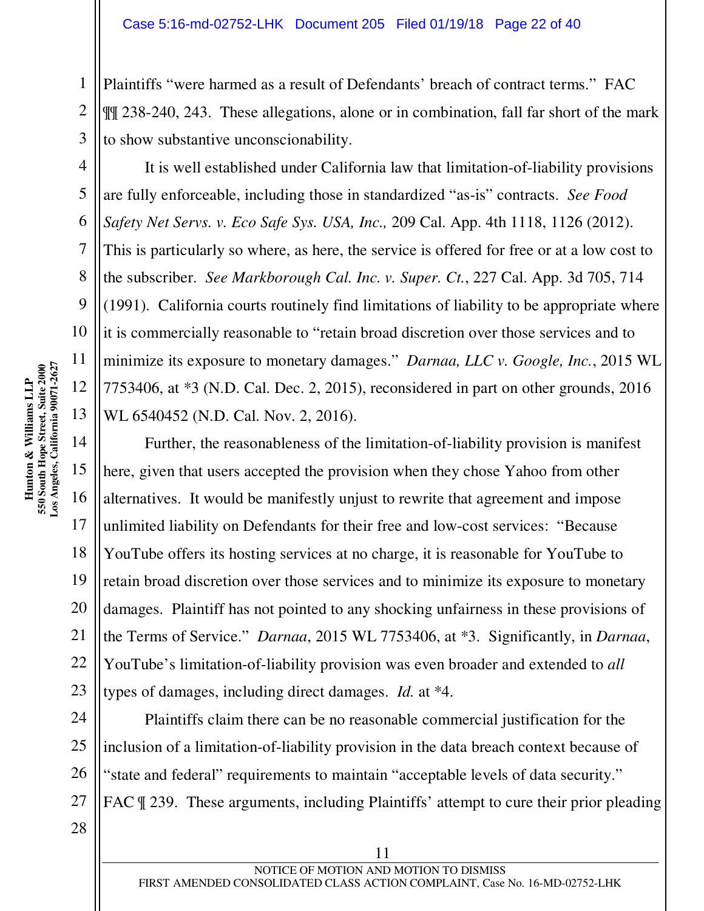Plaintiffs "were harmed as a result of Defendants' breach of contract terms." FAC ¶¶ 238-240, 243. These allegations, alone or in combination, fall far short of the mark to show substantive unconscionability.

It is well established under California law that limitation-of-liability provisions are fully enforceable, including those in standardized "as-is" contracts. *See Food Safety Net Servs. v. Eco Safe Sys. USA, Inc.,* 209 Cal. App. 4th 1118, 1126 (2012). This is particularly so where, as here, the service is offered for free or at a low cost to the subscriber. *See Markborough Cal. Inc. v. Super. Ct.*, 227 Cal. App. 3d 705, 714 (1991). California courts routinely find limitations of liability to be appropriate where it is commercially reasonable to "retain broad discretion over those services and to minimize its exposure to monetary damages." *Darnaa, LLC v. Google, Inc.*, 2015 WL 7753406, at *3 (N.D. Cal. Dec. 2, 2015), reconsidered in part on other grounds, 2016 WL 6540452 (N.D. Cal. Nov. 2, 2016).

Further, the reasonableness of the limitation-of-liability provision is manifest here, given that users accepted the provision when they chose Yahoo from other alternatives. It would be manifestly unjust to rewrite that agreement and impose unlimited liability on Defendants for their free and low-cost services: "Because YouTube offers its hosting services at no charge, it is reasonable for YouTube to retain broad discretion over those services and to minimize its exposure to monetary damages. Plaintiff has not pointed to any shocking unfairness in these provisions of the Terms of Service." *Darnaa*, 2015 WL 7753406, at *3. Significantly, in *Darnaa*, YouTube's limitation-of-liability provision was even broader and extended to *all* types of damages, including direct damages. *Id.* at *4.

Plaintiffs claim there can be no reasonable commercial justification for the inclusion of a limitation-of-liability provision in the data breach context because of "state and federal" requirements to maintain "acceptable levels of data security." FAC ¶ 239. These arguments, including Plaintiffs' attempt to cure their prior pleading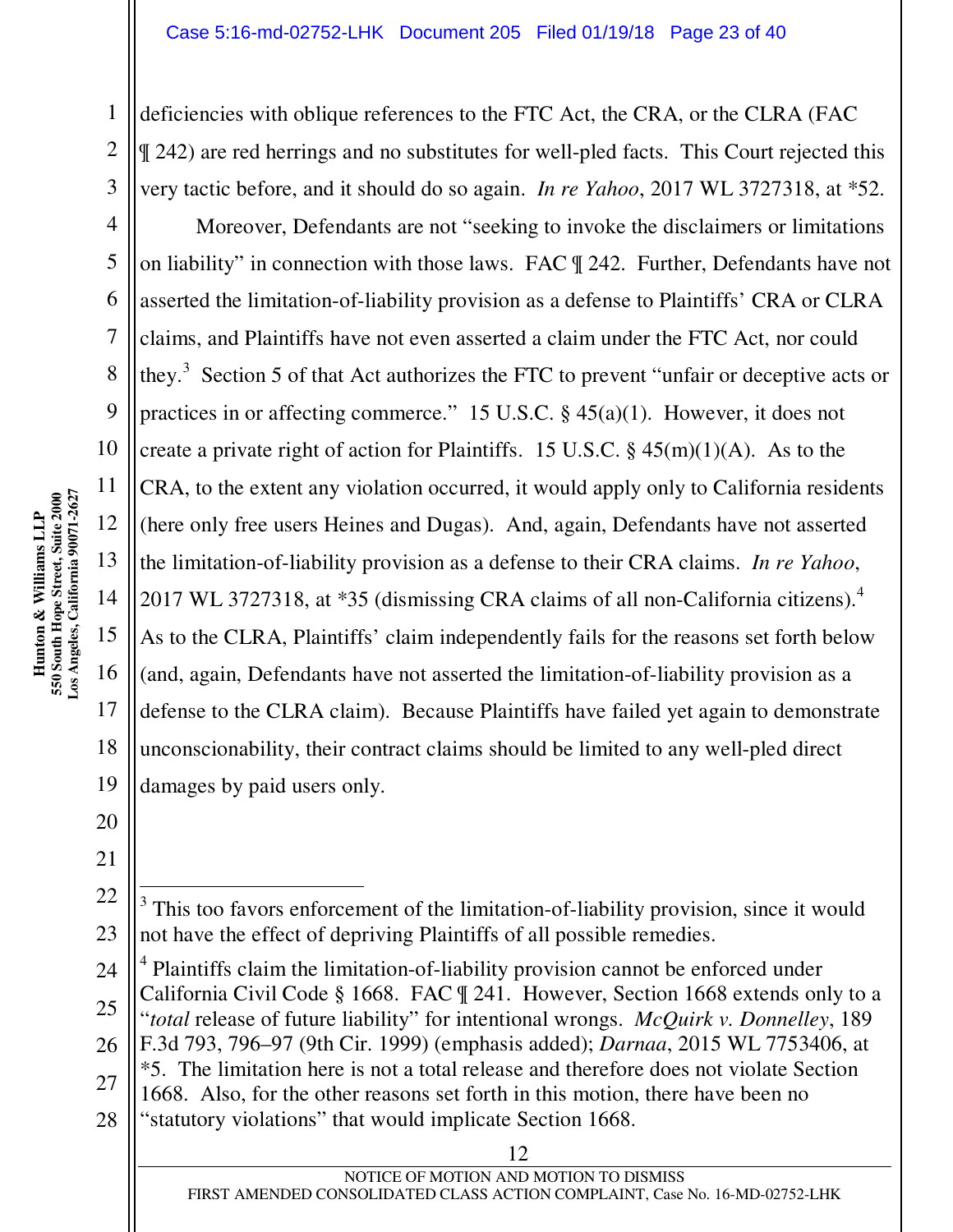deficiencies with oblique references to the FTC Act, the CRA, or the CLRA (FAC ¶ 242) are red herrings and no substitutes for well-pled facts. This Court rejected this very tactic before, and it should do so again. *In re Yahoo*, 2017 WL 3727318, at *52.

Moreover, Defendants are not "seeking to invoke the disclaimers or limitations on liability" in connection with those laws. FAC ¶ 242. Further, Defendants have not asserted the limitation-of-liability provision as a defense to Plaintiffs' CRA or CLRA claims, and Plaintiffs have not even asserted a claim under the FTC Act, nor could they.[3] Section 5 of that Act authorizes the FTC to prevent "unfair or deceptive acts or practices in or affecting commerce." 15 U.S.C. § 45(a)(1). However, it does not create a private right of action for Plaintiffs. 15 U.S.C. § 45(m)(1)(A). As to the CRA, to the extent any violation occurred, it would apply only to California residents (here only free users Heines and Dugas). And, again, Defendants have not asserted the limitation-of-liability provision as a defense to their CRA claims. *In re Yahoo*, 2017 WL 3727318, at *35 (dismissing CRA claims of all non-California citizens).[4] As to the CLRA, Plaintiffs' claim independently fails for the reasons set forth below (and, again, Defendants have not asserted the limitation-of-liability provision as a defense to the CLRA claim). Because Plaintiffs have failed yet again to demonstrate unconscionability, their contract claims should be limited to any well-pled direct damages by paid users only.

---

[3] This too favors enforcement of the limitation-of-liability provision, since it would not have the effect of depriving Plaintiffs of all possible remedies.

[4] Plaintiffs claim the limitation-of-liability provision cannot be enforced under California Civil Code § 1668. FAC ¶ 241. However, Section 1668 extends only to a "*total* release of future liability" for intentional wrongs. *McQuirk v. Donnelley*, 189 F.3d 793, 796–97 (9th Cir. 1999) (emphasis added); *Darnaa*, 2015 WL 7753406, at *5. The limitation here is not a total release and therefore does not violate Section 1668. Also, for the other reasons set forth in this motion, there have been no "statutory violations" that would implicate Section 1668.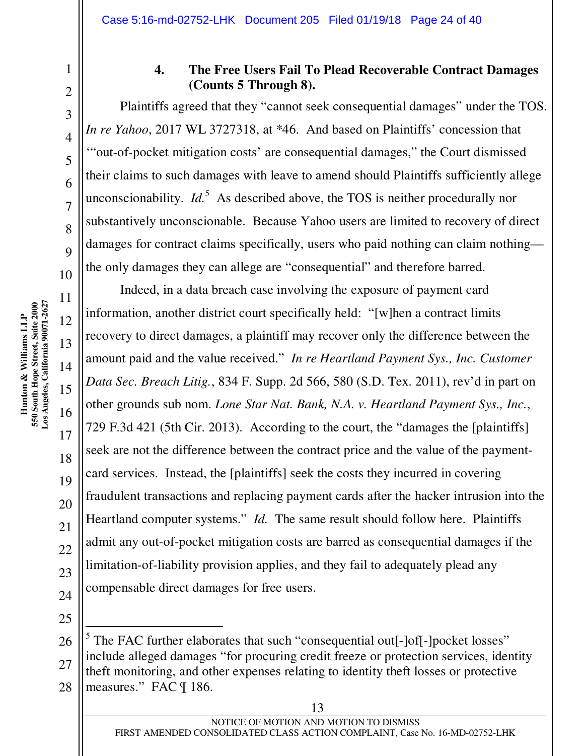#### 4. The Free Users Fail To Plead Recoverable Contract Damages (Counts 5 Through 8).

Plaintiffs agreed that they "cannot seek consequential damages" under the TOS. *In re Yahoo*, 2017 WL 3727318, at *46. And based on Plaintiffs' concession that "'out-of-pocket mitigation costs' are consequential damages," the Court dismissed their claims to such damages with leave to amend should Plaintiffs sufficiently allege unconscionability. *Id.*[5] As described above, the TOS is neither procedurally nor substantively unconscionable. Because Yahoo users are limited to recovery of direct damages for contract claims specifically, users who paid nothing can claim nothing—the only damages they can allege are "consequential" and therefore barred.

Indeed, in a data breach case involving the exposure of payment card information, another district court specifically held: "[w]hen a contract limits recovery to direct damages, a plaintiff may recover only the difference between the amount paid and the value received." *In re Heartland Payment Sys., Inc. Customer Data Sec. Breach Litig.*, 834 F. Supp. 2d 566, 580 (S.D. Tex. 2011), rev'd in part on other grounds sub nom. *Lone Star Nat. Bank, N.A. v. Heartland Payment Sys., Inc.*, 729 F.3d 421 (5th Cir. 2013). According to the court, the "damages the [plaintiffs] seek are not the difference between the contract price and the value of the payment-card services. Instead, the [plaintiffs] seek the costs they incurred in covering fraudulent transactions and replacing payment cards after the hacker intrusion into the Heartland computer systems." *Id.* The same result should follow here. Plaintiffs admit any out-of-pocket mitigation costs are barred as consequential damages if the limitation-of-liability provision applies, and they fail to adequately plead any compensable direct damages for free users.

---

[5] The FAC further elaborates that such "consequential out[-]of[-]pocket losses" include alleged damages "for procuring credit freeze or protection services, identity theft monitoring, and other expenses relating to identity theft losses or protective measures." FAC ¶ 186.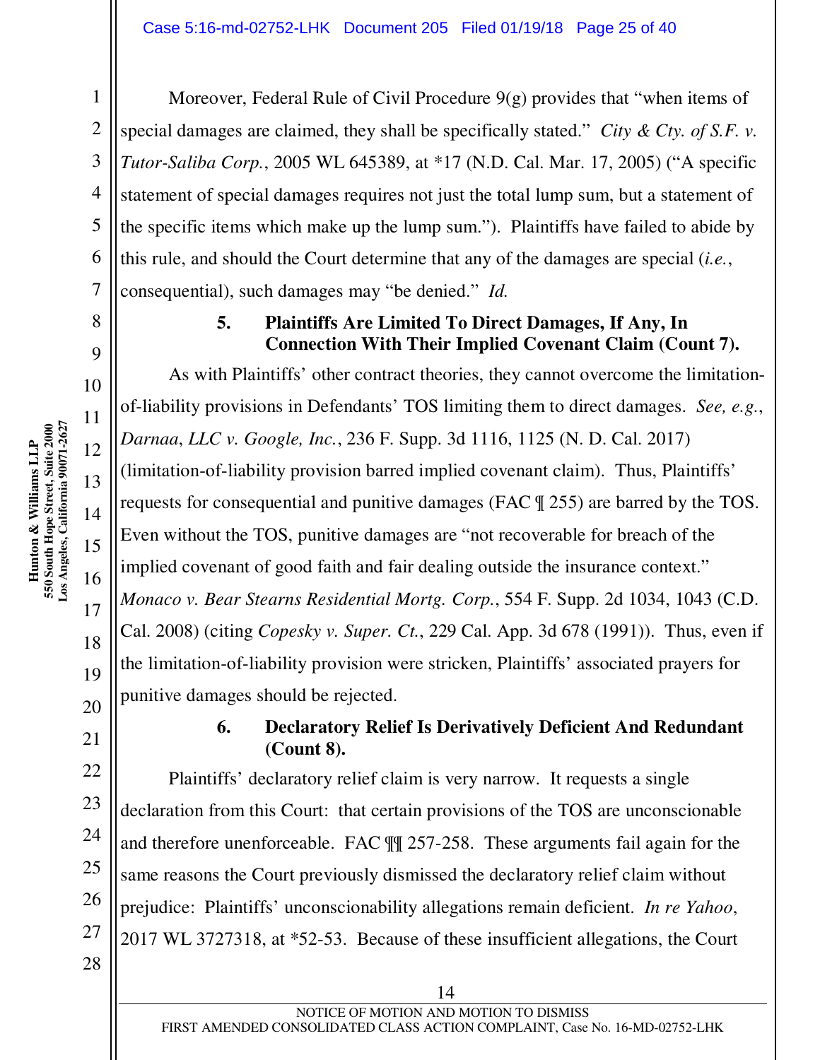Moreover, Federal Rule of Civil Procedure 9(g) provides that "when items of special damages are claimed, they shall be specifically stated." *City & Cty. of S.F. v. Tutor-Saliba Corp.*, 2005 WL 645389, at *17 (N.D. Cal. Mar. 17, 2005) ("A specific statement of special damages requires not just the total lump sum, but a statement of the specific items which make up the lump sum."). Plaintiffs have failed to abide by this rule, and should the Court determine that any of the damages are special (*i.e.*, consequential), such damages may "be denied." *Id.*

### 5. Plaintiffs Are Limited To Direct Damages, If Any, In Connection With Their Implied Covenant Claim (Count 7).

As with Plaintiffs' other contract theories, they cannot overcome the limitation-of-liability provisions in Defendants' TOS limiting them to direct damages. *See, e.g.*, *Darnaa, LLC v. Google, Inc.*, 236 F. Supp. 3d 1116, 1125 (N. D. Cal. 2017) (limitation-of-liability provision barred implied covenant claim). Thus, Plaintiffs' requests for consequential and punitive damages (FAC ¶ 255) are barred by the TOS. Even without the TOS, punitive damages are "not recoverable for breach of the implied covenant of good faith and fair dealing outside the insurance context." *Monaco v. Bear Stearns Residential Mortg. Corp.*, 554 F. Supp. 2d 1034, 1043 (C.D. Cal. 2008) (citing *Copesky v. Super. Ct.*, 229 Cal. App. 3d 678 (1991)). Thus, even if the limitation-of-liability provision were stricken, Plaintiffs' associated prayers for punitive damages should be rejected.

### 6. Declaratory Relief Is Derivatively Deficient And Redundant (Count 8).

Plaintiffs' declaratory relief claim is very narrow. It requests a single declaration from this Court: that certain provisions of the TOS are unconscionable and therefore unenforceable. FAC ¶¶ 257-258. These arguments fail again for the same reasons the Court previously dismissed the declaratory relief claim without prejudice: Plaintiffs' unconscionability allegations remain deficient. *In re Yahoo*, 2017 WL 3727318, at *52-53. Because of these insufficient allegations, the Court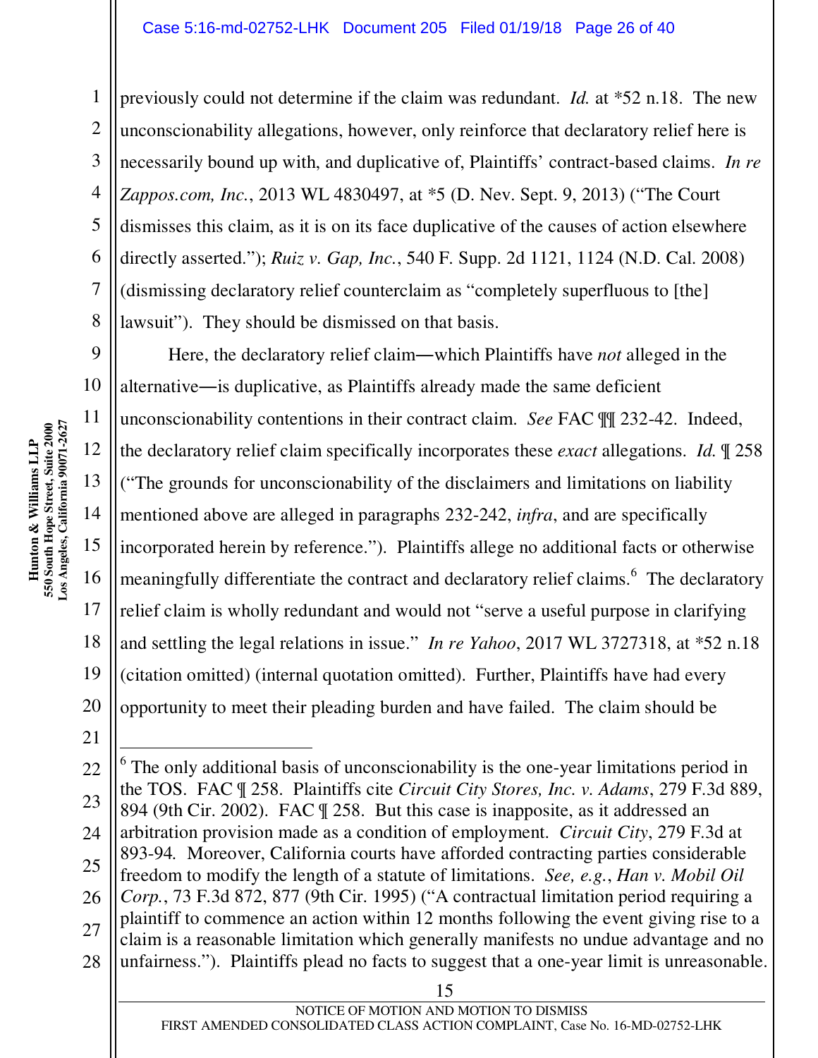previously could not determine if the claim was redundant. *Id.* at *52 n.18. The new unconscionability allegations, however, only reinforce that declaratory relief here is necessarily bound up with, and duplicative of, Plaintiffs' contract-based claims. *In re Zappos.com, Inc.*, 2013 WL 4830497, at *5 (D. Nev. Sept. 9, 2013) ("The Court dismisses this claim, as it is on its face duplicative of the causes of action elsewhere directly asserted."); *Ruiz v. Gap, Inc.*, 540 F. Supp. 2d 1121, 1124 (N.D. Cal. 2008) (dismissing declaratory relief counterclaim as "completely superfluous to [the] lawsuit"). They should be dismissed on that basis.

Here, the declaratory relief claim—which Plaintiffs have *not* alleged in the alternative—is duplicative, as Plaintiffs already made the same deficient unconscionability contentions in their contract claim. *See* FAC ¶¶ 232-42. Indeed, the declaratory relief claim specifically incorporates these *exact* allegations. *Id.* ¶ 258 ("The grounds for unconscionability of the disclaimers and limitations on liability mentioned above are alleged in paragraphs 232-242, *infra*, and are specifically incorporated herein by reference."). Plaintiffs allege no additional facts or otherwise meaningfully differentiate the contract and declaratory relief claims.[6] The declaratory relief claim is wholly redundant and would not "serve a useful purpose in clarifying and settling the legal relations in issue." *In re Yahoo*, 2017 WL 3727318, at *52 n.18 (citation omitted) (internal quotation omitted). Further, Plaintiffs have had every opportunity to meet their pleading burden and have failed. The claim should be

---

[6] The only additional basis of unconscionability is the one-year limitations period in the TOS. FAC ¶ 258. Plaintiffs cite *Circuit City Stores, Inc. v. Adams*, 279 F.3d 889, 894 (9th Cir. 2002). FAC ¶ 258. But this case is inapposite, as it addressed an arbitration provision made as a condition of employment. *Circuit City*, 279 F.3d at 893-94. Moreover, California courts have afforded contracting parties considerable freedom to modify the length of a statute of limitations. *See, e.g.*, *Han v. Mobil Oil Corp.*, 73 F.3d 872, 877 (9th Cir. 1995) ("A contractual limitation period requiring a plaintiff to commence an action within 12 months following the event giving rise to a claim is a reasonable limitation which generally manifests no undue advantage and no unfairness."). Plaintiffs plead no facts to suggest that a one-year limit is unreasonable.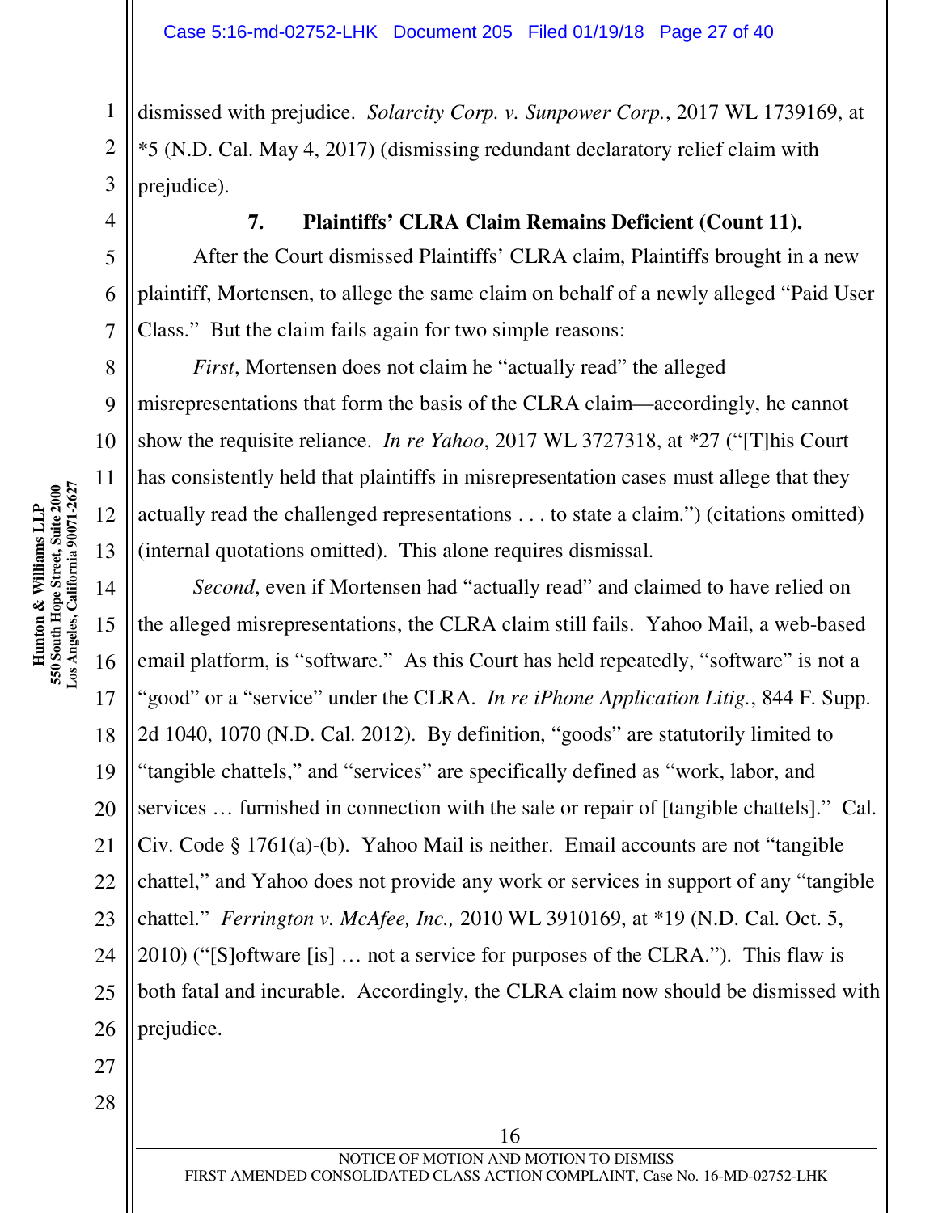dismissed with prejudice. *Solarcity Corp. v. Sunpower Corp.*, 2017 WL 1739169, at *5 (N.D. Cal. May 4, 2017) (dismissing redundant declaratory relief claim with prejudice).

### 7. Plaintiffs' CLRA Claim Remains Deficient (Count 11).

After the Court dismissed Plaintiffs' CLRA claim, Plaintiffs brought in a new plaintiff, Mortensen, to allege the same claim on behalf of a newly alleged "Paid User Class." But the claim fails again for two simple reasons:

*First*, Mortensen does not claim he "actually read" the alleged misrepresentations that form the basis of the CLRA claim—accordingly, he cannot show the requisite reliance. *In re Yahoo*, 2017 WL 3727318, at *27 ("[T]his Court has consistently held that plaintiffs in misrepresentation cases must allege that they actually read the challenged representations . . . to state a claim.") (citations omitted) (internal quotations omitted). This alone requires dismissal.

*Second*, even if Mortensen had "actually read" and claimed to have relied on the alleged misrepresentations, the CLRA claim still fails. Yahoo Mail, a web-based email platform, is "software." As this Court has held repeatedly, "software" is not a "good" or a "service" under the CLRA. *In re iPhone Application Litig.*, 844 F. Supp. 2d 1040, 1070 (N.D. Cal. 2012). By definition, "goods" are statutorily limited to "tangible chattels," and "services" are specifically defined as "work, labor, and services … furnished in connection with the sale or repair of [tangible chattels]." Cal. Civ. Code § 1761(a)-(b). Yahoo Mail is neither. Email accounts are not "tangible chattel," and Yahoo does not provide any work or services in support of any "tangible chattel." *Ferrington v. McAfee, Inc.,* 2010 WL 3910169, at *19 (N.D. Cal. Oct. 5, 2010) ("[S]oftware [is] … not a service for purposes of the CLRA."). This flaw is both fatal and incurable. Accordingly, the CLRA claim now should be dismissed with prejudice.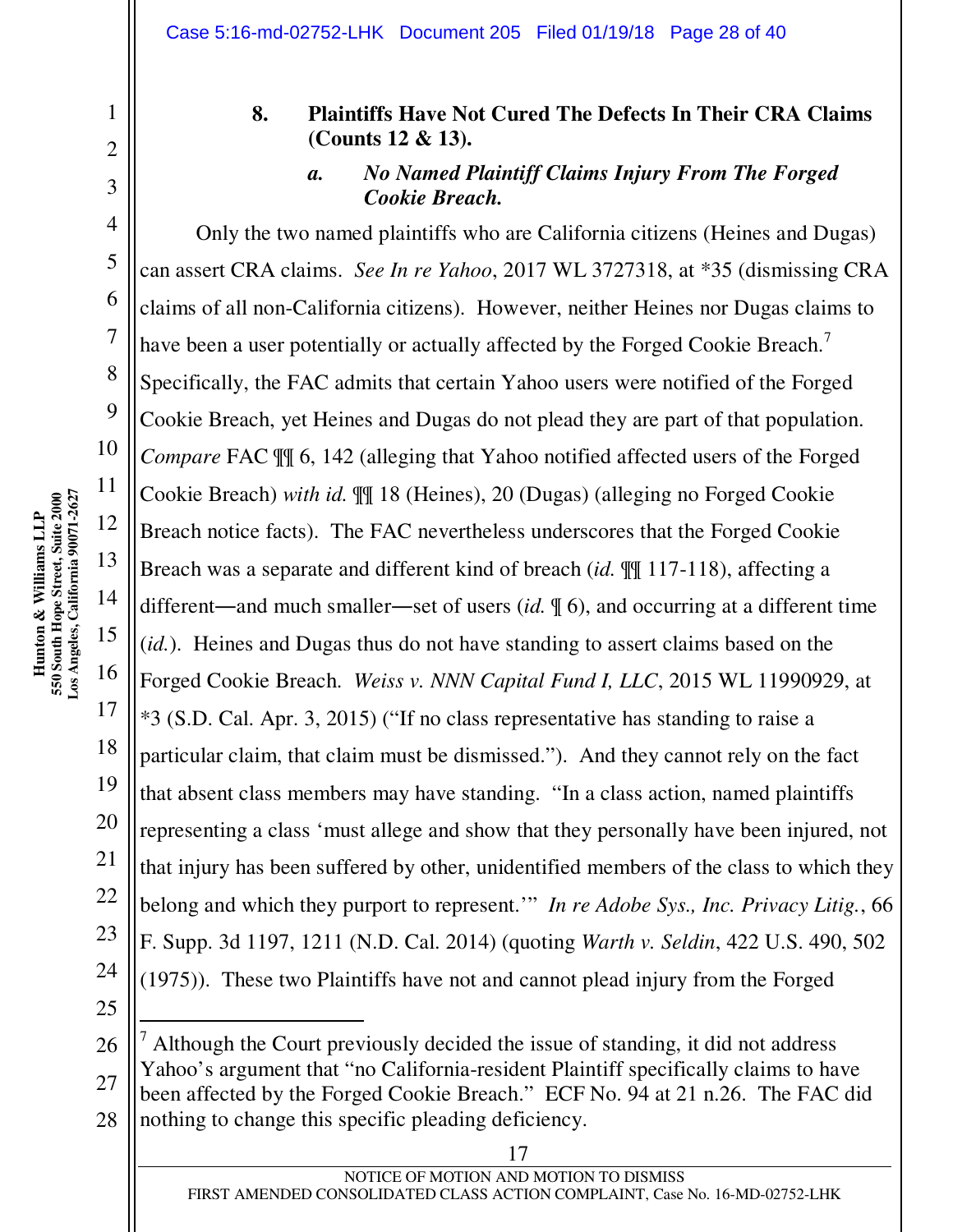### 8. Plaintiffs Have Not Cured The Defects In Their CRA Claims (Counts 12 & 13).

#### *a. No Named Plaintiff Claims Injury From The Forged Cookie Breach.*

Only the two named plaintiffs who are California citizens (Heines and Dugas) can assert CRA claims. *See In re Yahoo*, 2017 WL 3727318, at *35 (dismissing CRA claims of all non-California citizens). However, neither Heines nor Dugas claims to have been a user potentially or actually affected by the Forged Cookie Breach.[7] Specifically, the FAC admits that certain Yahoo users were notified of the Forged Cookie Breach, yet Heines and Dugas do not plead they are part of that population. *Compare* FAC ¶¶ 6, 142 (alleging that Yahoo notified affected users of the Forged Cookie Breach) *with id.* ¶¶ 18 (Heines), 20 (Dugas) (alleging no Forged Cookie Breach notice facts). The FAC nevertheless underscores that the Forged Cookie Breach was a separate and different kind of breach (*id.* ¶¶ 117-118), affecting a different—and much smaller—set of users (*id.* ¶ 6), and occurring at a different time (*id.*). Heines and Dugas thus do not have standing to assert claims based on the Forged Cookie Breach. *Weiss v. NNN Capital Fund I, LLC*, 2015 WL 11990929, at *3 (S.D. Cal. Apr. 3, 2015) ("If no class representative has standing to raise a particular claim, that claim must be dismissed."). And they cannot rely on the fact that absent class members may have standing. "In a class action, named plaintiffs representing a class 'must allege and show that they personally have been injured, not that injury has been suffered by other, unidentified members of the class to which they belong and which they purport to represent.'" *In re Adobe Sys., Inc. Privacy Litig.*, 66 F. Supp. 3d 1197, 1211 (N.D. Cal. 2014) (quoting *Warth v. Seldin*, 422 U.S. 490, 502 (1975)). These two Plaintiffs have not and cannot plead injury from the Forged

---

[7] Although the Court previously decided the issue of standing, it did not address Yahoo's argument that "no California-resident Plaintiff specifically claims to have been affected by the Forged Cookie Breach." ECF No. 94 at 21 n.26. The FAC did nothing to change this specific pleading deficiency.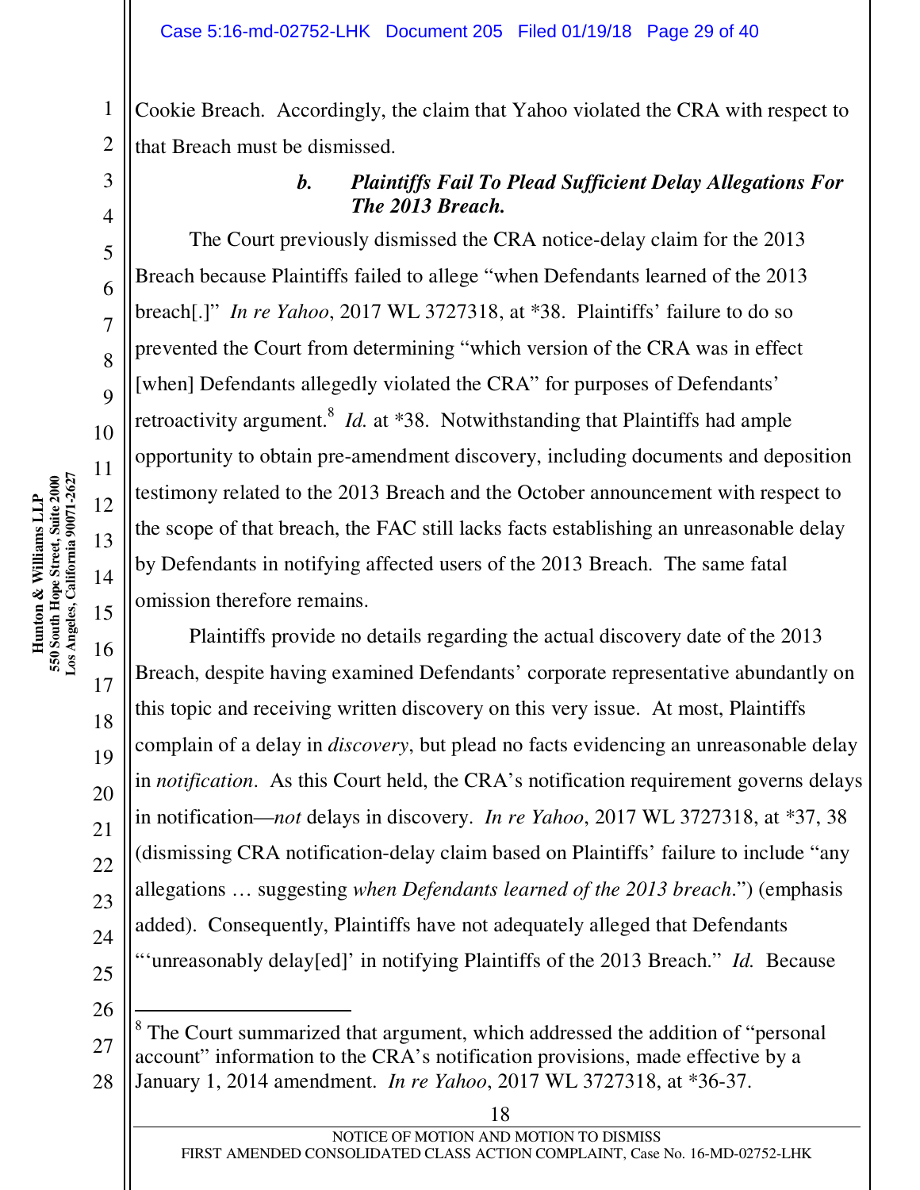Cookie Breach. Accordingly, the claim that Yahoo violated the CRA with respect to that Breach must be dismissed.

### *b. Plaintiffs Fail To Plead Sufficient Delay Allegations For The 2013 Breach.*

The Court previously dismissed the CRA notice-delay claim for the 2013 Breach because Plaintiffs failed to allege "when Defendants learned of the 2013 breach[.]" *In re Yahoo*, 2017 WL 3727318, at *38. Plaintiffs' failure to do so prevented the Court from determining "which version of the CRA was in effect [when] Defendants allegedly violated the CRA" for purposes of Defendants' retroactivity argument.[8] *Id.* at *38. Notwithstanding that Plaintiffs had ample opportunity to obtain pre-amendment discovery, including documents and deposition testimony related to the 2013 Breach and the October announcement with respect to the scope of that breach, the FAC still lacks facts establishing an unreasonable delay by Defendants in notifying affected users of the 2013 Breach. The same fatal omission therefore remains.

Plaintiffs provide no details regarding the actual discovery date of the 2013 Breach, despite having examined Defendants' corporate representative abundantly on this topic and receiving written discovery on this very issue. At most, Plaintiffs complain of a delay in *discovery*, but plead no facts evidencing an unreasonable delay in *notification*. As this Court held, the CRA's notification requirement governs delays in notification—*not* delays in discovery. *In re Yahoo*, 2017 WL 3727318, at *37, 38 (dismissing CRA notification-delay claim based on Plaintiffs' failure to include "any allegations … suggesting *when Defendants learned of the 2013 breach*.") (emphasis added). Consequently, Plaintiffs have not adequately alleged that Defendants "'unreasonably delay[ed]' in notifying Plaintiffs of the 2013 Breach." *Id.* Because

---

[8] The Court summarized that argument, which addressed the addition of "personal account" information to the CRA's notification provisions, made effective by a January 1, 2014 amendment. *In re Yahoo*, 2017 WL 3727318, at *36-37.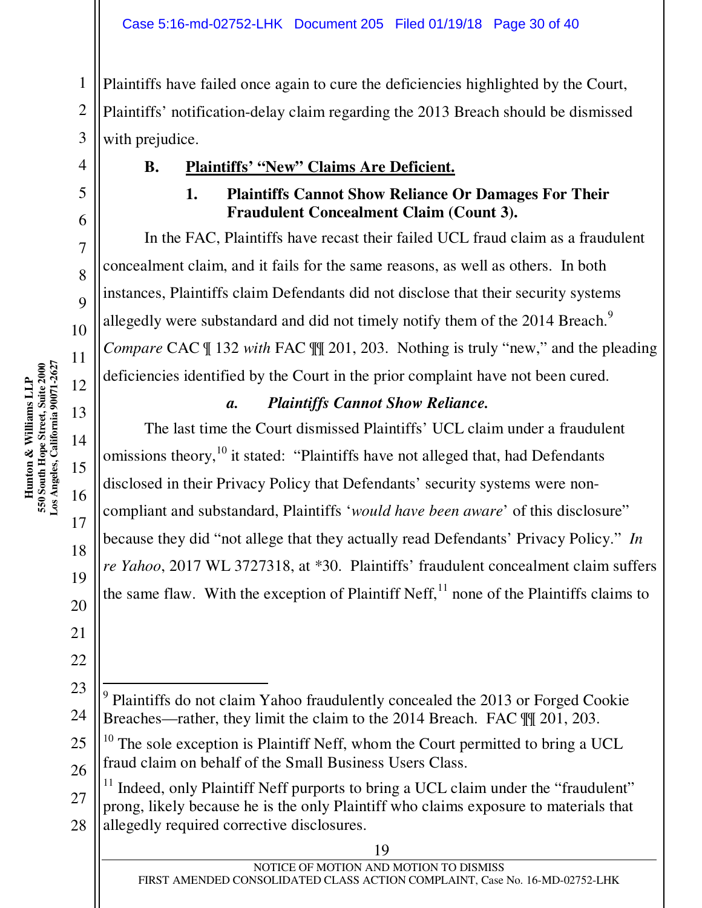Plaintiffs have failed once again to cure the deficiencies highlighted by the Court, Plaintiffs' notification-delay claim regarding the 2013 Breach should be dismissed with prejudice.

### B. Plaintiffs' "New" Claims Are Deficient.

#### 1. Plaintiffs Cannot Show Reliance Or Damages For Their Fraudulent Concealment Claim (Count 3).

In the FAC, Plaintiffs have recast their failed UCL fraud claim as a fraudulent concealment claim, and it fails for the same reasons, as well as others. In both instances, Plaintiffs claim Defendants did not disclose that their security systems allegedly were substandard and did not timely notify them of the 2014 Breach.[9] *Compare* CAC ¶ 132 *with* FAC ¶¶ 201, 203. Nothing is truly "new," and the pleading deficiencies identified by the Court in the prior complaint have not been cured.

##### *a. Plaintiffs Cannot Show Reliance.*

The last time the Court dismissed Plaintiffs' UCL claim under a fraudulent omissions theory,[10] it stated: "Plaintiffs have not alleged that, had Defendants disclosed in their Privacy Policy that Defendants' security systems were non-compliant and substandard, Plaintiffs '*would have been aware*' of this disclosure" because they did "not allege that they actually read Defendants' Privacy Policy." *In re Yahoo*, 2017 WL 3727318, at *30. Plaintiffs' fraudulent concealment claim suffers the same flaw. With the exception of Plaintiff Neff,[11] none of the Plaintiffs claims to

---

[9] Plaintiffs do not claim Yahoo fraudulently concealed the 2013 or Forged Cookie Breaches—rather, they limit the claim to the 2014 Breach. FAC ¶¶ 201, 203.

[10] The sole exception is Plaintiff Neff, whom the Court permitted to bring a UCL fraud claim on behalf of the Small Business Users Class.

[11] Indeed, only Plaintiff Neff purports to bring a UCL claim under the "fraudulent" prong, likely because he is the only Plaintiff who claims exposure to materials that allegedly required corrective disclosures.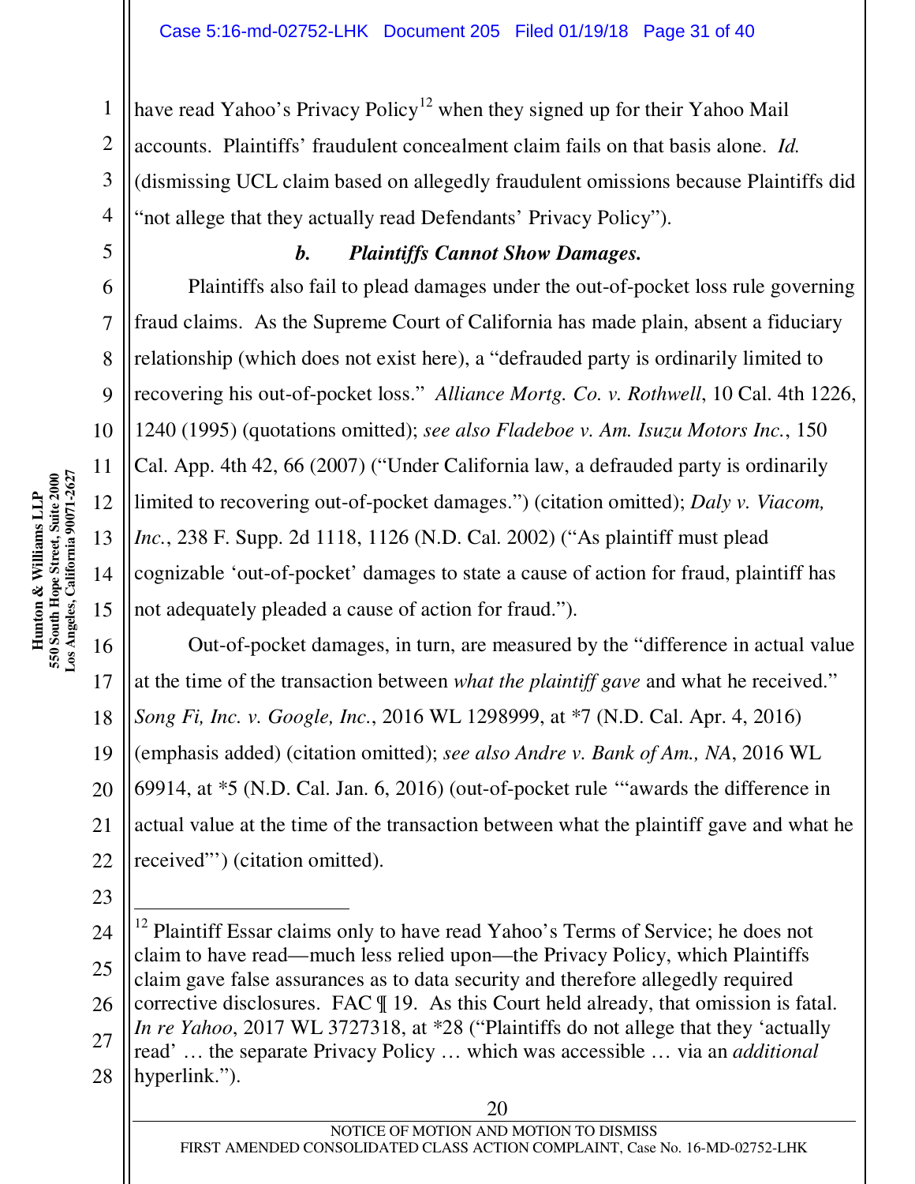have read Yahoo's Privacy Policy[12] when they signed up for their Yahoo Mail accounts. Plaintiffs' fraudulent concealment claim fails on that basis alone. *Id.* (dismissing UCL claim based on allegedly fraudulent omissions because Plaintiffs did "not allege that they actually read Defendants' Privacy Policy").

### ***b. Plaintiffs Cannot Show Damages.***

Plaintiffs also fail to plead damages under the out-of-pocket loss rule governing fraud claims. As the Supreme Court of California has made plain, absent a fiduciary relationship (which does not exist here), a "defrauded party is ordinarily limited to recovering his out-of-pocket loss." *Alliance Mortg. Co. v. Rothwell*, 10 Cal. 4th 1226, 1240 (1995) (quotations omitted); *see also Fladeboe v. Am. Isuzu Motors Inc.*, 150 Cal. App. 4th 42, 66 (2007) ("Under California law, a defrauded party is ordinarily limited to recovering out-of-pocket damages.") (citation omitted); *Daly v. Viacom, Inc.*, 238 F. Supp. 2d 1118, 1126 (N.D. Cal. 2002) ("As plaintiff must plead cognizable 'out-of-pocket' damages to state a cause of action for fraud, plaintiff has not adequately pleaded a cause of action for fraud.").

Out-of-pocket damages, in turn, are measured by the "difference in actual value at the time of the transaction between *what the plaintiff gave* and what he received." *Song Fi, Inc. v. Google, Inc.*, 2016 WL 1298999, at *7 (N.D. Cal. Apr. 4, 2016) (emphasis added) (citation omitted); *see also Andre v. Bank of Am., NA*, 2016 WL 69914, at *5 (N.D. Cal. Jan. 6, 2016) (out-of-pocket rule '"awards the difference in actual value at the time of the transaction between what the plaintiff gave and what he received"') (citation omitted).

---

[12] Plaintiff Essar claims only to have read Yahoo's Terms of Service; he does not claim to have read—much less relied upon—the Privacy Policy, which Plaintiffs claim gave false assurances as to data security and therefore allegedly required corrective disclosures. FAC ¶ 19. As this Court held already, that omission is fatal. *In re Yahoo*, 2017 WL 3727318, at *28 ("Plaintiffs do not allege that they 'actually read' … the separate Privacy Policy … which was accessible … via an *additional* hyperlink.").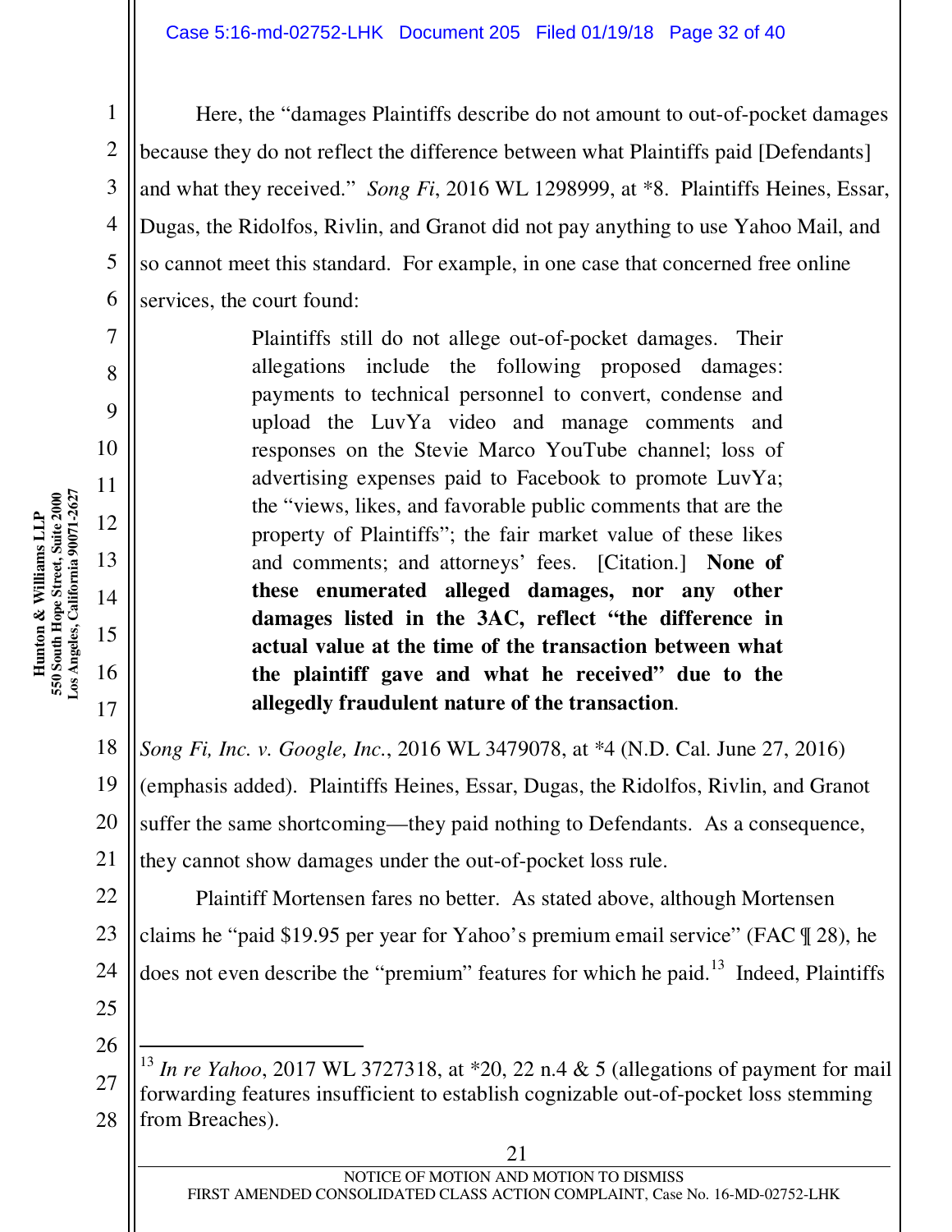Here, the "damages Plaintiffs describe do not amount to out-of-pocket damages because they do not reflect the difference between what Plaintiffs paid [Defendants] and what they received." *Song Fi*, 2016 WL 1298999, at *8. Plaintiffs Heines, Essar, Dugas, the Ridolfos, Rivlin, and Granot did not pay anything to use Yahoo Mail, and so cannot meet this standard. For example, in one case that concerned free online services, the court found:

> Plaintiffs still do not allege out-of-pocket damages. Their allegations include the following proposed damages: payments to technical personnel to convert, condense and upload the LuvYa video and manage comments and responses on the Stevie Marco YouTube channel; loss of advertising expenses paid to Facebook to promote LuvYa; the "views, likes, and favorable public comments that are the property of Plaintiffs"; the fair market value of these likes and comments; and attorneys' fees. [Citation.] **None of these enumerated alleged damages, nor any other damages listed in the 3AC, reflect "the difference in actual value at the time of the transaction between what the plaintiff gave and what he received" due to the allegedly fraudulent nature of the transaction**.

*Song Fi, Inc. v. Google, Inc.*, 2016 WL 3479078, at *4 (N.D. Cal. June 27, 2016) (emphasis added). Plaintiffs Heines, Essar, Dugas, the Ridolfos, Rivlin, and Granot suffer the same shortcoming—they paid nothing to Defendants. As a consequence, they cannot show damages under the out-of-pocket loss rule.

Plaintiff Mortensen fares no better. As stated above, although Mortensen claims he "paid $19.95 per year for Yahoo's premium email service" (FAC ¶ 28), he does not even describe the "premium" features for which he paid.[13] Indeed, Plaintiffs

---

[13] *In re Yahoo*, 2017 WL 3727318, at *20, 22 n.4 & 5 (allegations of payment for mail forwarding features insufficient to establish cognizable out-of-pocket loss stemming from Breaches).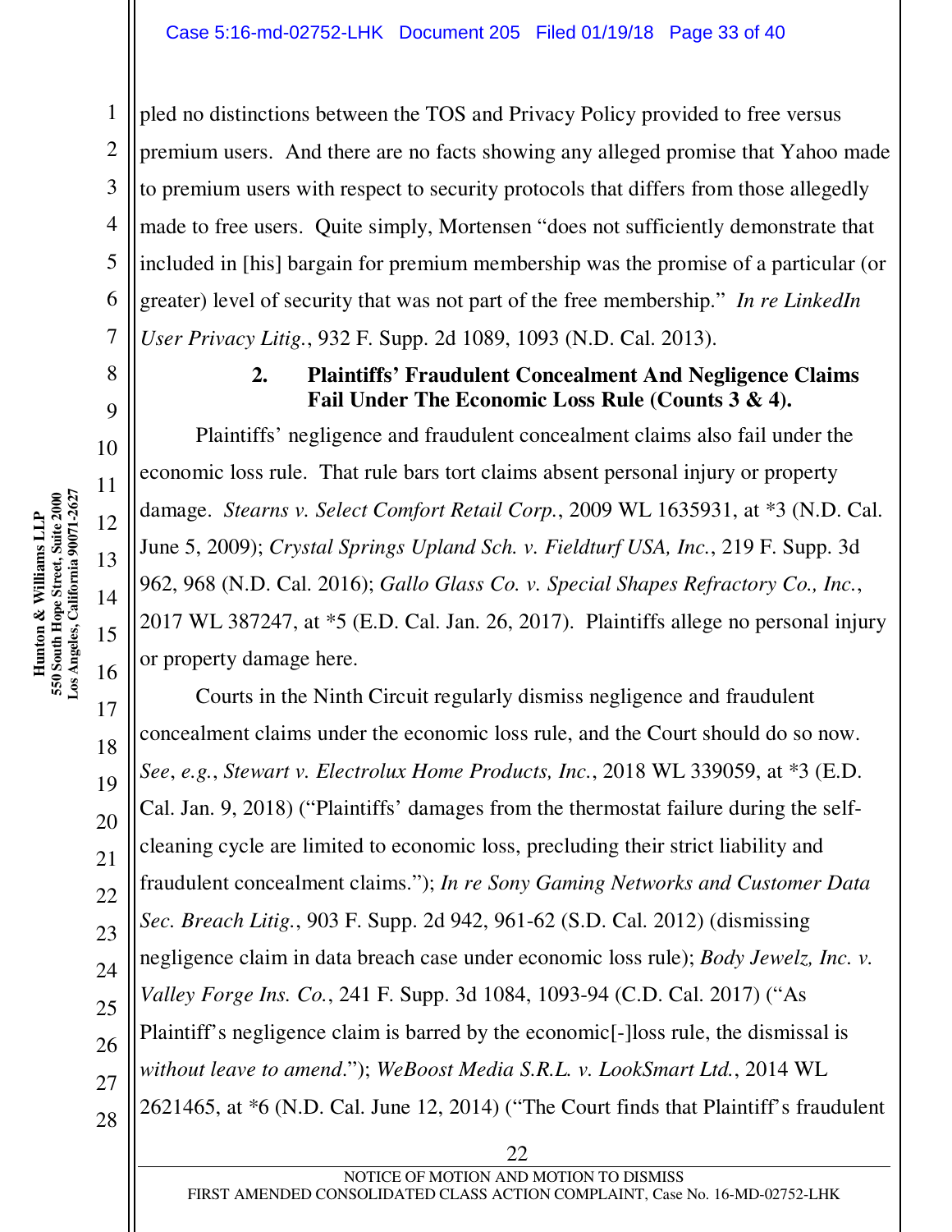pled no distinctions between the TOS and Privacy Policy provided to free versus premium users. And there are no facts showing any alleged promise that Yahoo made to premium users with respect to security protocols that differs from those allegedly made to free users. Quite simply, Mortensen "does not sufficiently demonstrate that included in [his] bargain for premium membership was the promise of a particular (or greater) level of security that was not part of the free membership." *In re LinkedIn User Privacy Litig.*, 932 F. Supp. 2d 1089, 1093 (N.D. Cal. 2013).

**2. Plaintiffs' Fraudulent Concealment And Negligence Claims Fail Under The Economic Loss Rule (Counts 3 & 4).**

Plaintiffs' negligence and fraudulent concealment claims also fail under the economic loss rule. That rule bars tort claims absent personal injury or property damage. *Stearns v. Select Comfort Retail Corp.*, 2009 WL 1635931, at *3 (N.D. Cal. June 5, 2009); *Crystal Springs Upland Sch. v. Fieldturf USA, Inc.*, 219 F. Supp. 3d 962, 968 (N.D. Cal. 2016); *Gallo Glass Co. v. Special Shapes Refractory Co., Inc.*, 2017 WL 387247, at *5 (E.D. Cal. Jan. 26, 2017). Plaintiffs allege no personal injury or property damage here.

Courts in the Ninth Circuit regularly dismiss negligence and fraudulent concealment claims under the economic loss rule, and the Court should do so now. *See*, *e.g.*, *Stewart v. Electrolux Home Products, Inc.*, 2018 WL 339059, at *3 (E.D. Cal. Jan. 9, 2018) ("Plaintiffs' damages from the thermostat failure during the self-cleaning cycle are limited to economic loss, precluding their strict liability and fraudulent concealment claims."); *In re Sony Gaming Networks and Customer Data Sec. Breach Litig.*, 903 F. Supp. 2d 942, 961-62 (S.D. Cal. 2012) (dismissing negligence claim in data breach case under economic loss rule); *Body Jewelz, Inc. v. Valley Forge Ins. Co.*, 241 F. Supp. 3d 1084, 1093-94 (C.D. Cal. 2017) ("As Plaintiff's negligence claim is barred by the economic[-]loss rule, the dismissal is *without leave to amend*."); *WeBoost Media S.R.L. v. LookSmart Ltd.*, 2014 WL 2621465, at *6 (N.D. Cal. June 12, 2014) ("The Court finds that Plaintiff's fraudulent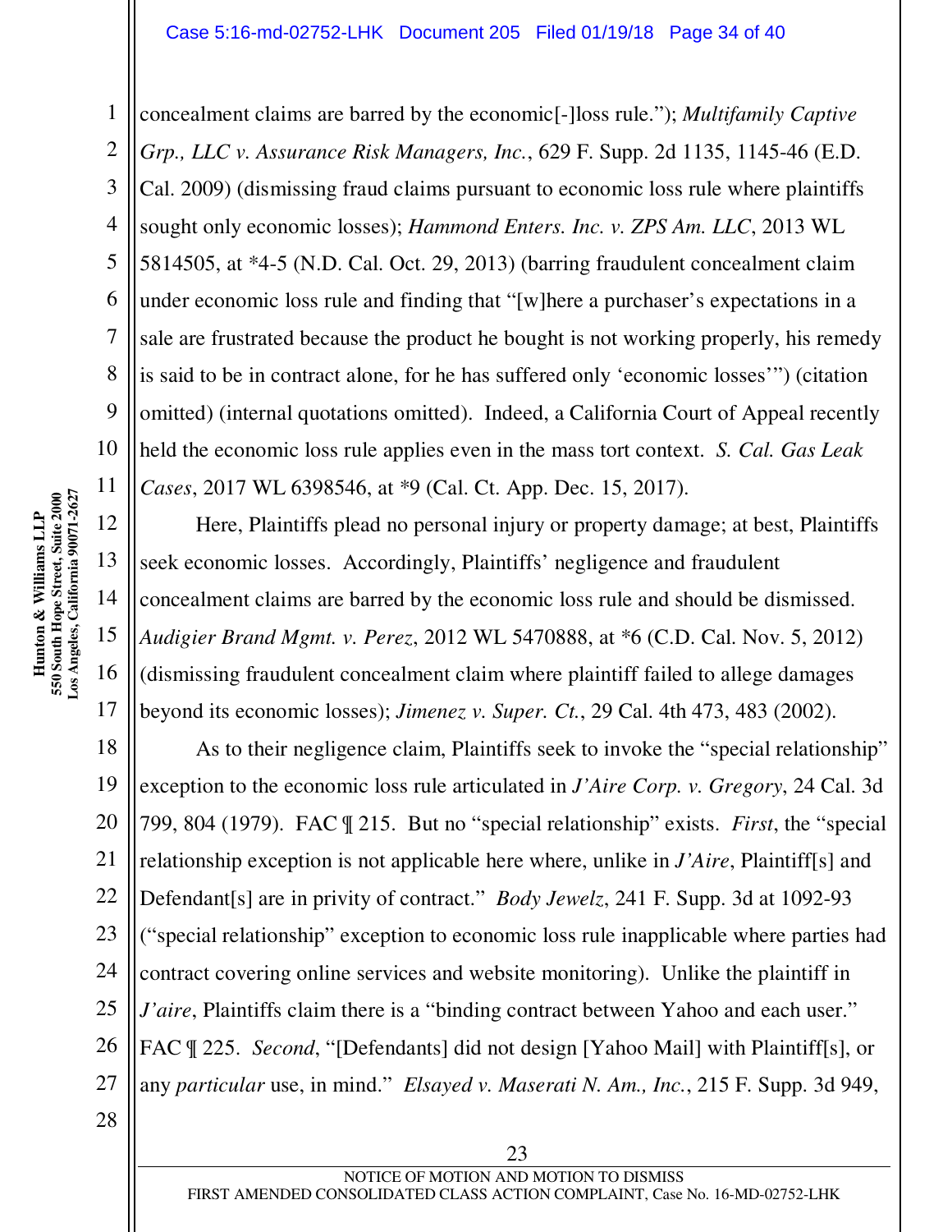concealment claims are barred by the economic[-]loss rule."); *Multifamily Captive Grp., LLC v. Assurance Risk Managers, Inc.*, 629 F. Supp. 2d 1135, 1145-46 (E.D. Cal. 2009) (dismissing fraud claims pursuant to economic loss rule where plaintiffs sought only economic losses); *Hammond Enters. Inc. v. ZPS Am. LLC*, 2013 WL 5814505, at *4-5 (N.D. Cal. Oct. 29, 2013) (barring fraudulent concealment claim under economic loss rule and finding that "[w]here a purchaser's expectations in a sale are frustrated because the product he bought is not working properly, his remedy is said to be in contract alone, for he has suffered only 'economic losses'") (citation omitted) (internal quotations omitted). Indeed, a California Court of Appeal recently held the economic loss rule applies even in the mass tort context. *S. Cal. Gas Leak Cases*, 2017 WL 6398546, at *9 (Cal. Ct. App. Dec. 15, 2017).

Here, Plaintiffs plead no personal injury or property damage; at best, Plaintiffs seek economic losses. Accordingly, Plaintiffs' negligence and fraudulent concealment claims are barred by the economic loss rule and should be dismissed. *Audigier Brand Mgmt. v. Perez*, 2012 WL 5470888, at *6 (C.D. Cal. Nov. 5, 2012) (dismissing fraudulent concealment claim where plaintiff failed to allege damages beyond its economic losses); *Jimenez v. Super. Ct.*, 29 Cal. 4th 473, 483 (2002).

As to their negligence claim, Plaintiffs seek to invoke the "special relationship" exception to the economic loss rule articulated in *J'Aire Corp. v. Gregory*, 24 Cal. 3d 799, 804 (1979). FAC ¶ 215. But no "special relationship" exists. *First*, the "special relationship exception is not applicable here where, unlike in *J'Aire*, Plaintiff[s] and Defendant[s] are in privity of contract." *Body Jewelz*, 241 F. Supp. 3d at 1092-93 ("special relationship" exception to economic loss rule inapplicable where parties had contract covering online services and website monitoring). Unlike the plaintiff in *J'aire*, Plaintiffs claim there is a "binding contract between Yahoo and each user." FAC ¶ 225. *Second*, "[Defendants] did not design [Yahoo Mail] with Plaintiff[s], or any *particular* use, in mind." *Elsayed v. Maserati N. Am., Inc.*, 215 F. Supp. 3d 949,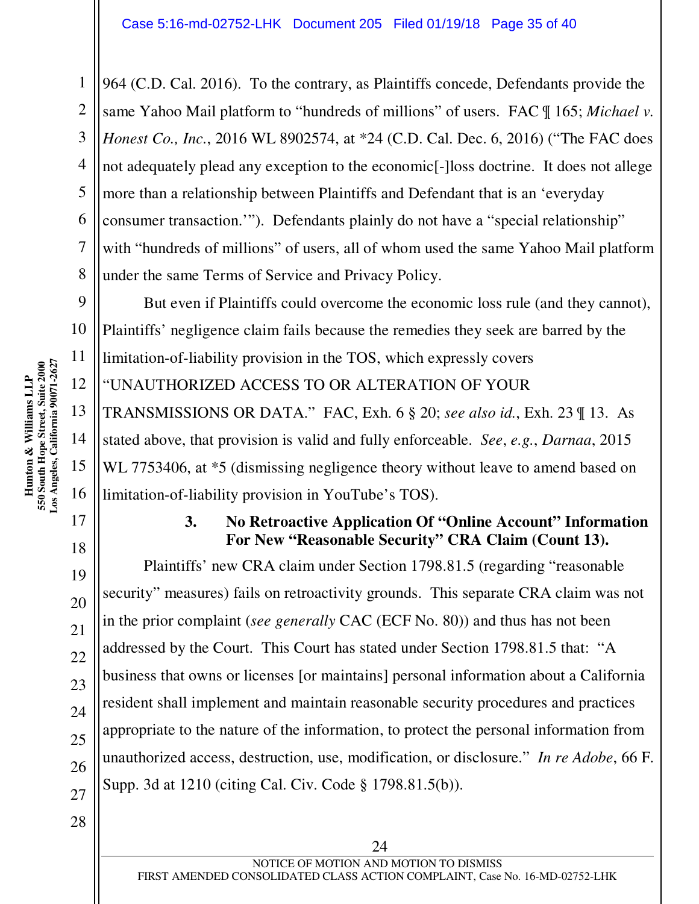964 (C.D. Cal. 2016). To the contrary, as Plaintiffs concede, Defendants provide the same Yahoo Mail platform to "hundreds of millions" of users. FAC ¶ 165; *Michael v. Honest Co., Inc.*, 2016 WL 8902574, at *24 (C.D. Cal. Dec. 6, 2016) ("The FAC does not adequately plead any exception to the economic[-]loss doctrine. It does not allege more than a relationship between Plaintiffs and Defendant that is an 'everyday consumer transaction.'"). Defendants plainly do not have a "special relationship" with "hundreds of millions" of users, all of whom used the same Yahoo Mail platform under the same Terms of Service and Privacy Policy.

But even if Plaintiffs could overcome the economic loss rule (and they cannot), Plaintiffs' negligence claim fails because the remedies they seek are barred by the limitation-of-liability provision in the TOS, which expressly covers "UNAUTHORIZED ACCESS TO OR ALTERATION OF YOUR TRANSMISSIONS OR DATA." FAC, Exh. 6 § 20; *see also id.*, Exh. 23 ¶ 13. As stated above, that provision is valid and fully enforceable. *See*, *e.g.*, *Darnaa*, 2015 WL 7753406, at *5 (dismissing negligence theory without leave to amend based on limitation-of-liability provision in YouTube's TOS).

### 3. No Retroactive Application Of "Online Account" Information For New "Reasonable Security" CRA Claim (Count 13).

Plaintiffs' new CRA claim under Section 1798.81.5 (regarding "reasonable security" measures) fails on retroactivity grounds. This separate CRA claim was not in the prior complaint (*see generally* CAC (ECF No. 80)) and thus has not been addressed by the Court. This Court has stated under Section 1798.81.5 that: "A business that owns or licenses [or maintains] personal information about a California resident shall implement and maintain reasonable security procedures and practices appropriate to the nature of the information, to protect the personal information from unauthorized access, destruction, use, modification, or disclosure." *In re Adobe*, 66 F. Supp. 3d at 1210 (citing Cal. Civ. Code § 1798.81.5(b)).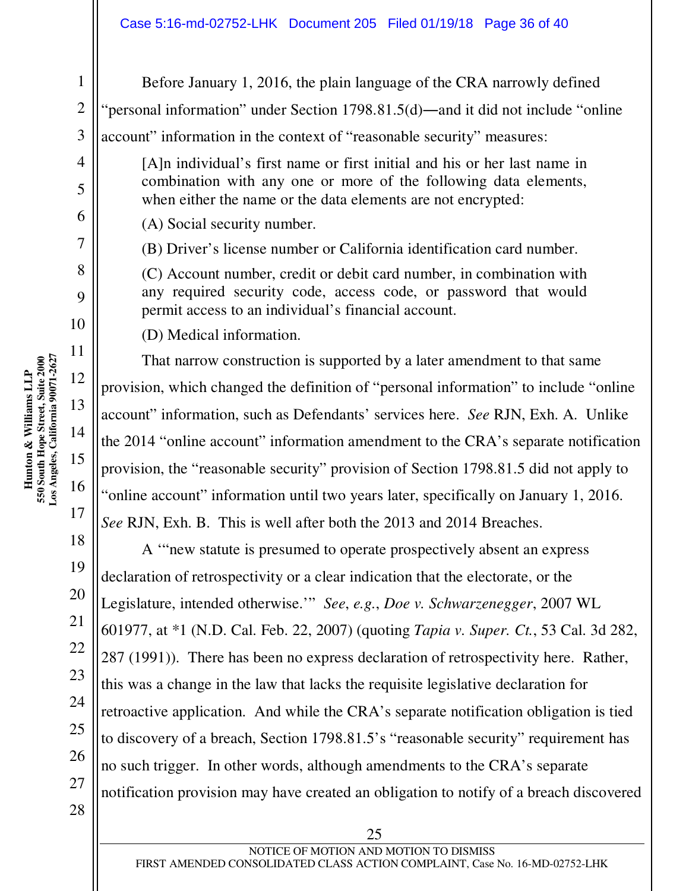Before January 1, 2016, the plain language of the CRA narrowly defined "personal information" under Section 1798.81.5(d)—and it did not include "online account" information in the context of "reasonable security" measures:

> [A]n individual's first name or first initial and his or her last name in combination with any one or more of the following data elements, when either the name or the data elements are not encrypted:
>
> (A) Social security number.
>
> (B) Driver's license number or California identification card number.
>
> (C) Account number, credit or debit card number, in combination with any required security code, access code, or password that would permit access to an individual's financial account.
>
> (D) Medical information.

That narrow construction is supported by a later amendment to that same provision, which changed the definition of "personal information" to include "online account" information, such as Defendants' services here. *See* RJN, Exh. A. Unlike the 2014 "online account" information amendment to the CRA's separate notification provision, the "reasonable security" provision of Section 1798.81.5 did not apply to "online account" information until two years later, specifically on January 1, 2016. *See* RJN, Exh. B. This is well after both the 2013 and 2014 Breaches.

A '"new statute is presumed to operate prospectively absent an express declaration of retrospectivity or a clear indication that the electorate, or the Legislature, intended otherwise.'" *See*, *e.g.*, *Doe v. Schwarzenegger*, 2007 WL 601977, at *1 (N.D. Cal. Feb. 22, 2007) (quoting *Tapia v. Super. Ct.*, 53 Cal. 3d 282, 287 (1991)). There has been no express declaration of retrospectivity here. Rather, this was a change in the law that lacks the requisite legislative declaration for retroactive application. And while the CRA's separate notification obligation is tied to discovery of a breach, Section 1798.81.5's "reasonable security" requirement has no such trigger. In other words, although amendments to the CRA's separate notification provision may have created an obligation to notify of a breach discovered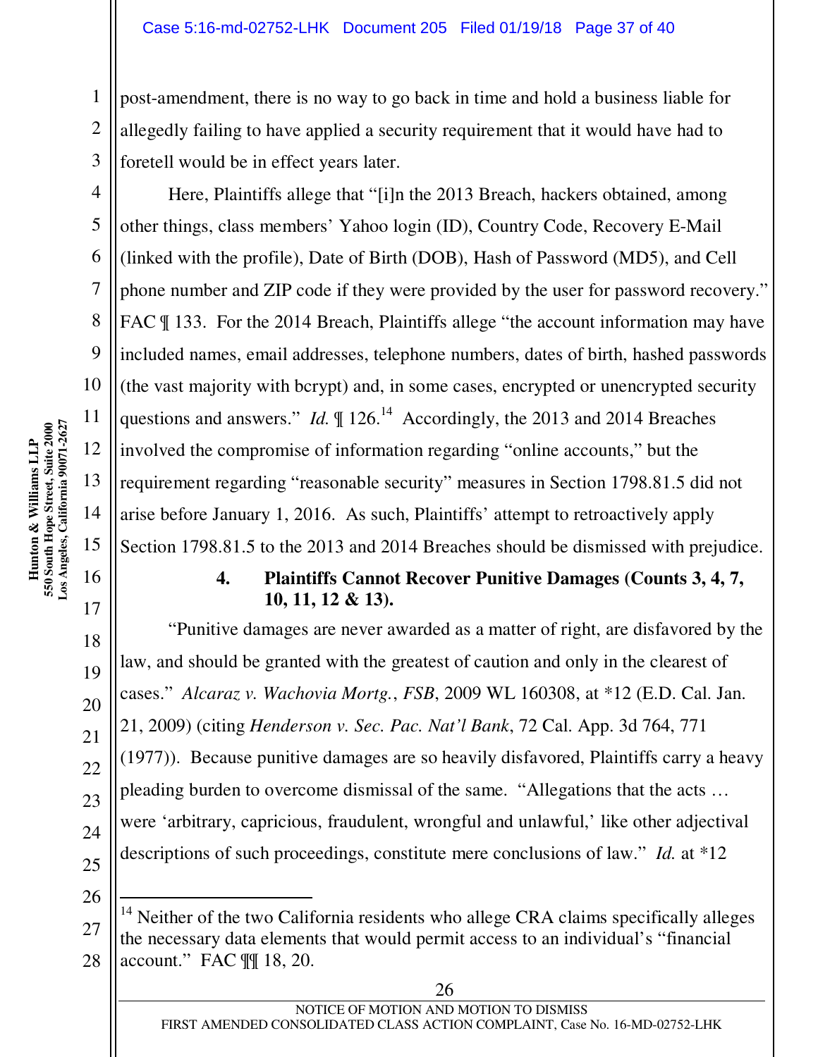post-amendment, there is no way to go back in time and hold a business liable for allegedly failing to have applied a security requirement that it would have had to foretell would be in effect years later.

Here, Plaintiffs allege that "[i]n the 2013 Breach, hackers obtained, among other things, class members' Yahoo login (ID), Country Code, Recovery E-Mail (linked with the profile), Date of Birth (DOB), Hash of Password (MD5), and Cell phone number and ZIP code if they were provided by the user for password recovery." FAC ¶ 133. For the 2014 Breach, Plaintiffs allege "the account information may have included names, email addresses, telephone numbers, dates of birth, hashed passwords (the vast majority with bcrypt) and, in some cases, encrypted or unencrypted security questions and answers." *Id.* ¶ 126.[14] Accordingly, the 2013 and 2014 Breaches involved the compromise of information regarding "online accounts," but the requirement regarding "reasonable security" measures in Section 1798.81.5 did not arise before January 1, 2016. As such, Plaintiffs' attempt to retroactively apply Section 1798.81.5 to the 2013 and 2014 Breaches should be dismissed with prejudice.

#### 4. Plaintiffs Cannot Recover Punitive Damages (Counts 3, 4, 7, 10, 11, 12 & 13).

"Punitive damages are never awarded as a matter of right, are disfavored by the law, and should be granted with the greatest of caution and only in the clearest of cases." *Alcaraz v. Wachovia Mortg., FSB*, 2009 WL 160308, at *12 (E.D. Cal. Jan. 21, 2009) (citing *Henderson v. Sec. Pac. Nat'l Bank*, 72 Cal. App. 3d 764, 771 (1977)). Because punitive damages are so heavily disfavored, Plaintiffs carry a heavy pleading burden to overcome dismissal of the same. "Allegations that the acts … were 'arbitrary, capricious, fraudulent, wrongful and unlawful,' like other adjectival descriptions of such proceedings, constitute mere conclusions of law." *Id.* at *12

---

[14] Neither of the two California residents who allege CRA claims specifically alleges the necessary data elements that would permit access to an individual's "financial account." FAC ¶¶ 18, 20.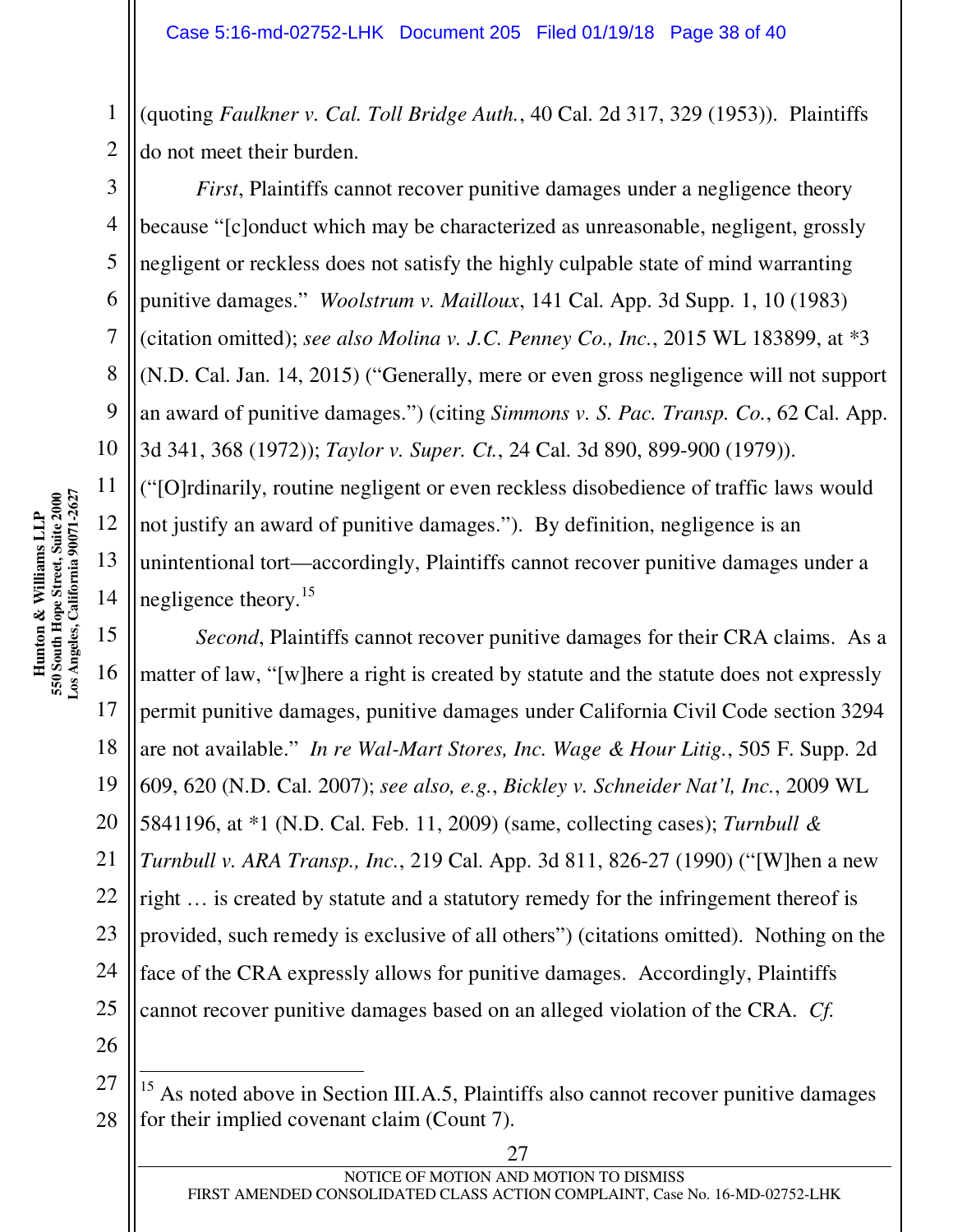(quoting *Faulkner v. Cal. Toll Bridge Auth.*, 40 Cal. 2d 317, 329 (1953)). Plaintiffs do not meet their burden.

*First*, Plaintiffs cannot recover punitive damages under a negligence theory because "[c]onduct which may be characterized as unreasonable, negligent, grossly negligent or reckless does not satisfy the highly culpable state of mind warranting punitive damages." *Woolstrum v. Mailloux*, 141 Cal. App. 3d Supp. 1, 10 (1983) (citation omitted); *see also Molina v. J.C. Penney Co., Inc.*, 2015 WL 183899, at *3 (N.D. Cal. Jan. 14, 2015) ("Generally, mere or even gross negligence will not support an award of punitive damages.") (citing *Simmons v. S. Pac. Transp. Co.*, 62 Cal. App. 3d 341, 368 (1972)); *Taylor v. Super. Ct.*, 24 Cal. 3d 890, 899-900 (1979)). ("[O]rdinarily, routine negligent or even reckless disobedience of traffic laws would not justify an award of punitive damages."). By definition, negligence is an unintentional tort—accordingly, Plaintiffs cannot recover punitive damages under a negligence theory.[15]

*Second*, Plaintiffs cannot recover punitive damages for their CRA claims. As a matter of law, "[w]here a right is created by statute and the statute does not expressly permit punitive damages, punitive damages under California Civil Code section 3294 are not available." *In re Wal-Mart Stores, Inc. Wage & Hour Litig.*, 505 F. Supp. 2d 609, 620 (N.D. Cal. 2007); *see also, e.g.*, *Bickley v. Schneider Nat'l, Inc.*, 2009 WL 5841196, at *1 (N.D. Cal. Feb. 11, 2009) (same, collecting cases); *Turnbull & Turnbull v. ARA Transp., Inc.*, 219 Cal. App. 3d 811, 826-27 (1990) ("[W]hen a new right … is created by statute and a statutory remedy for the infringement thereof is provided, such remedy is exclusive of all others") (citations omitted). Nothing on the face of the CRA expressly allows for punitive damages. Accordingly, Plaintiffs cannot recover punitive damages based on an alleged violation of the CRA. *Cf.*

---

[15] As noted above in Section III.A.5, Plaintiffs also cannot recover punitive damages for their implied covenant claim (Count 7).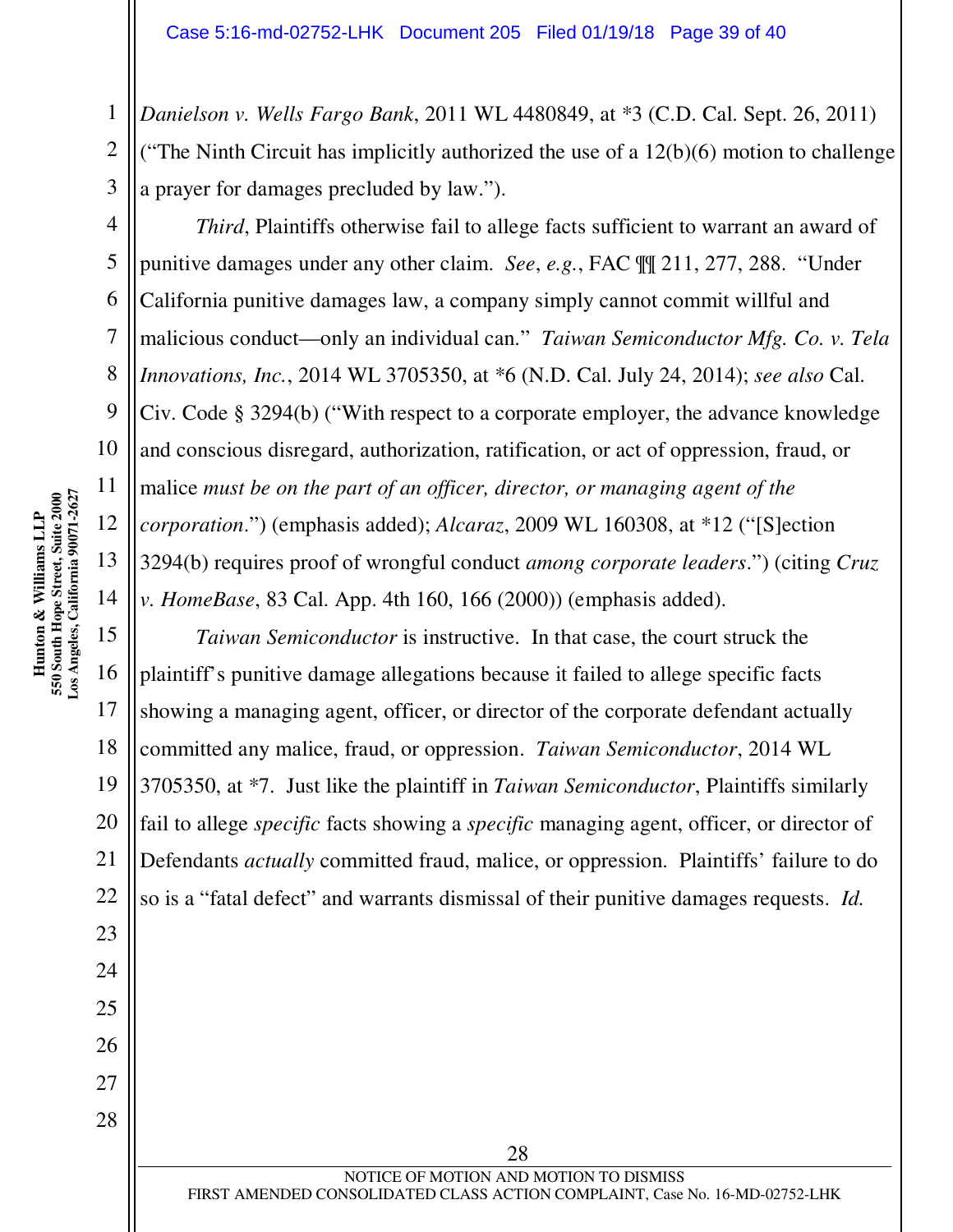*Danielson v. Wells Fargo Bank*, 2011 WL 4480849, at *3 (C.D. Cal. Sept. 26, 2011) ("The Ninth Circuit has implicitly authorized the use of a 12(b)(6) motion to challenge a prayer for damages precluded by law.").

*Third*, Plaintiffs otherwise fail to allege facts sufficient to warrant an award of punitive damages under any other claim. *See*, *e.g.*, FAC ¶¶ 211, 277, 288. "Under California punitive damages law, a company simply cannot commit willful and malicious conduct—only an individual can." *Taiwan Semiconductor Mfg. Co. v. Tela Innovations, Inc.*, 2014 WL 3705350, at *6 (N.D. Cal. July 24, 2014); *see also* Cal. Civ. Code § 3294(b) ("With respect to a corporate employer, the advance knowledge and conscious disregard, authorization, ratification, or act of oppression, fraud, or malice *must be on the part of an officer, director, or managing agent of the corporation*.") (emphasis added); *Alcaraz*, 2009 WL 160308, at *12 ("[S]ection 3294(b) requires proof of wrongful conduct *among corporate leaders*.") (citing *Cruz v. HomeBase*, 83 Cal. App. 4th 160, 166 (2000)) (emphasis added).

*Taiwan Semiconductor* is instructive. In that case, the court struck the plaintiff's punitive damage allegations because it failed to allege specific facts showing a managing agent, officer, or director of the corporate defendant actually committed any malice, fraud, or oppression. *Taiwan Semiconductor*, 2014 WL 3705350, at *7. Just like the plaintiff in *Taiwan Semiconductor*, Plaintiffs similarly fail to allege *specific* facts showing a *specific* managing agent, officer, or director of Defendants *actually* committed fraud, malice, or oppression. Plaintiffs' failure to do so is a "fatal defect" and warrants dismissal of their punitive damages requests. *Id.*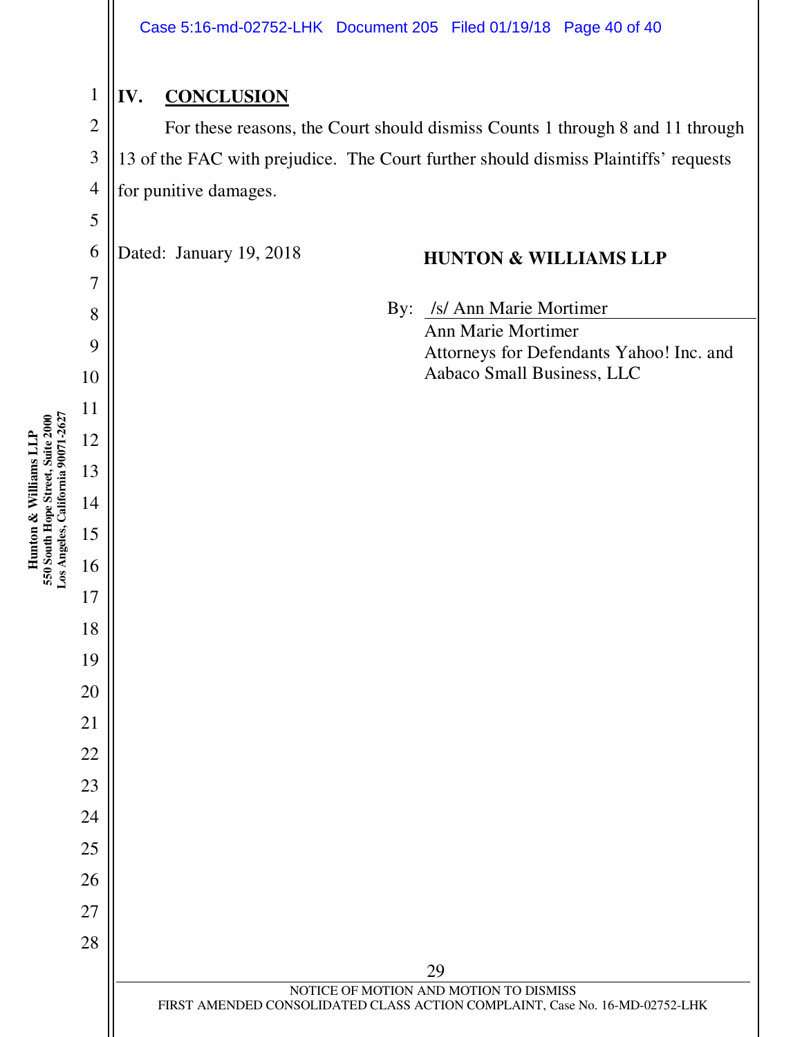## IV. CONCLUSION

For these reasons, the Court should dismiss Counts 1 through 8 and 11 through 13 of the FAC with prejudice. The Court further should dismiss Plaintiffs' requests for punitive damages.

Dated: January 19, 2018

**HUNTON & WILLIAMS LLP**

By: /s/ Ann Marie Mortimer
Ann Marie Mortimer
Attorneys for Defendants Yahoo! Inc. and Aabaco Small Business, LLC